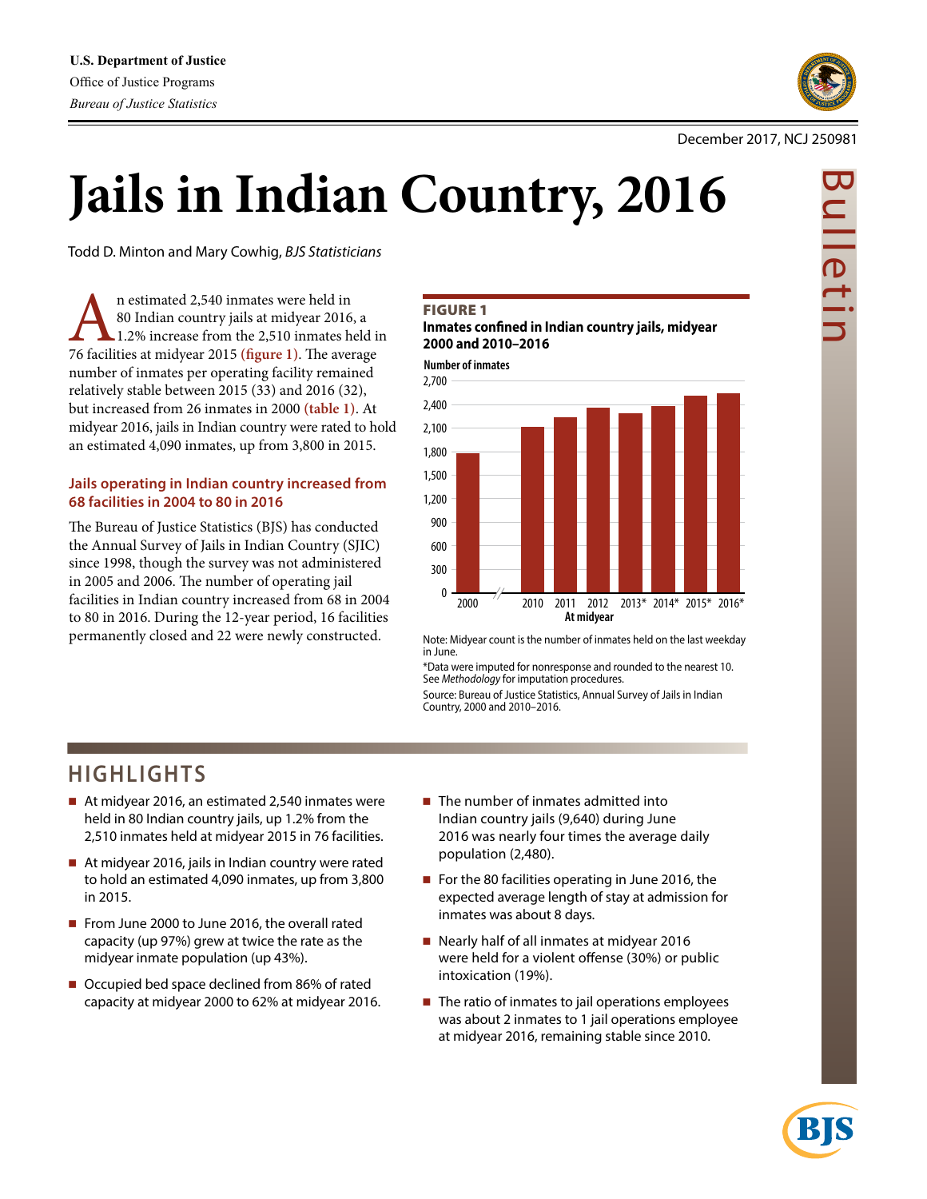U.S. Department of Justice
Office of Justice Programs
*Bureau of Justice Statistics*

December 2017, NCJ 250981

Bulletin

# Jails in Indian Country, 2016

Todd D. Minton and Mary Cowhig, *BJS Statisticians*

An estimated 2,540 inmates were held in 80 Indian country jails at midyear 2016, a 1.2% increase from the 2,510 inmates held in 76 facilities at midyear 2015 **(figure 1)**. The average number of inmates per operating facility remained relatively stable between 2015 (33) and 2016 (32), but increased from 26 inmates in 2000 **(table 1)**. At midyear 2016, jails in Indian country were rated to hold an estimated 4,090 inmates, up from 3,800 in 2015.

### Jails operating in Indian country increased from 68 facilities in 2004 to 80 in 2016

The Bureau of Justice Statistics (BJS) has conducted the Annual Survey of Jails in Indian Country (SJIC) since 1998, though the survey was not administered in 2005 and 2006. The number of operating jail facilities in Indian country increased from 68 in 2004 to 80 in 2016. During the 12-year period, 16 facilities permanently closed and 22 were newly constructed.

**FIGURE 1**
**Inmates confined in Indian country jails, midyear 2000 and 2010–2016**

Number of inmates (y-axis 0–2,700), At midyear: 2000, 2010, 2011, 2012, 2013*, 2014*, 2015*, 2016*

Note: Midyear count is the number of inmates held on the last weekday in June.
*Data were imputed for nonresponse and rounded to the nearest 10. See *Methodology* for imputation procedures.
Source: Bureau of Justice Statistics, Annual Survey of Jails in Indian Country, 2000 and 2010–2016.

## HIGHLIGHTS

- At midyear 2016, an estimated 2,540 inmates were held in 80 Indian country jails, up 1.2% from the 2,510 inmates held at midyear 2015 in 76 facilities.
- At midyear 2016, jails in Indian country were rated to hold an estimated 4,090 inmates, up from 3,800 in 2015.
- From June 2000 to June 2016, the overall rated capacity (up 97%) grew at twice the rate as the midyear inmate population (up 43%).
- Occupied bed space declined from 86% of rated capacity at midyear 2000 to 62% at midyear 2016.
- The number of inmates admitted into Indian country jails (9,640) during June 2016 was nearly four times the average daily population (2,480).
- For the 80 facilities operating in June 2016, the expected average length of stay at admission for inmates was about 8 days.
- Nearly half of all inmates at midyear 2016 were held for a violent offense (30%) or public intoxication (19%).
- The ratio of inmates to jail operations employees was about 2 inmates to 1 jail operations employee at midyear 2016, remaining stable since 2010.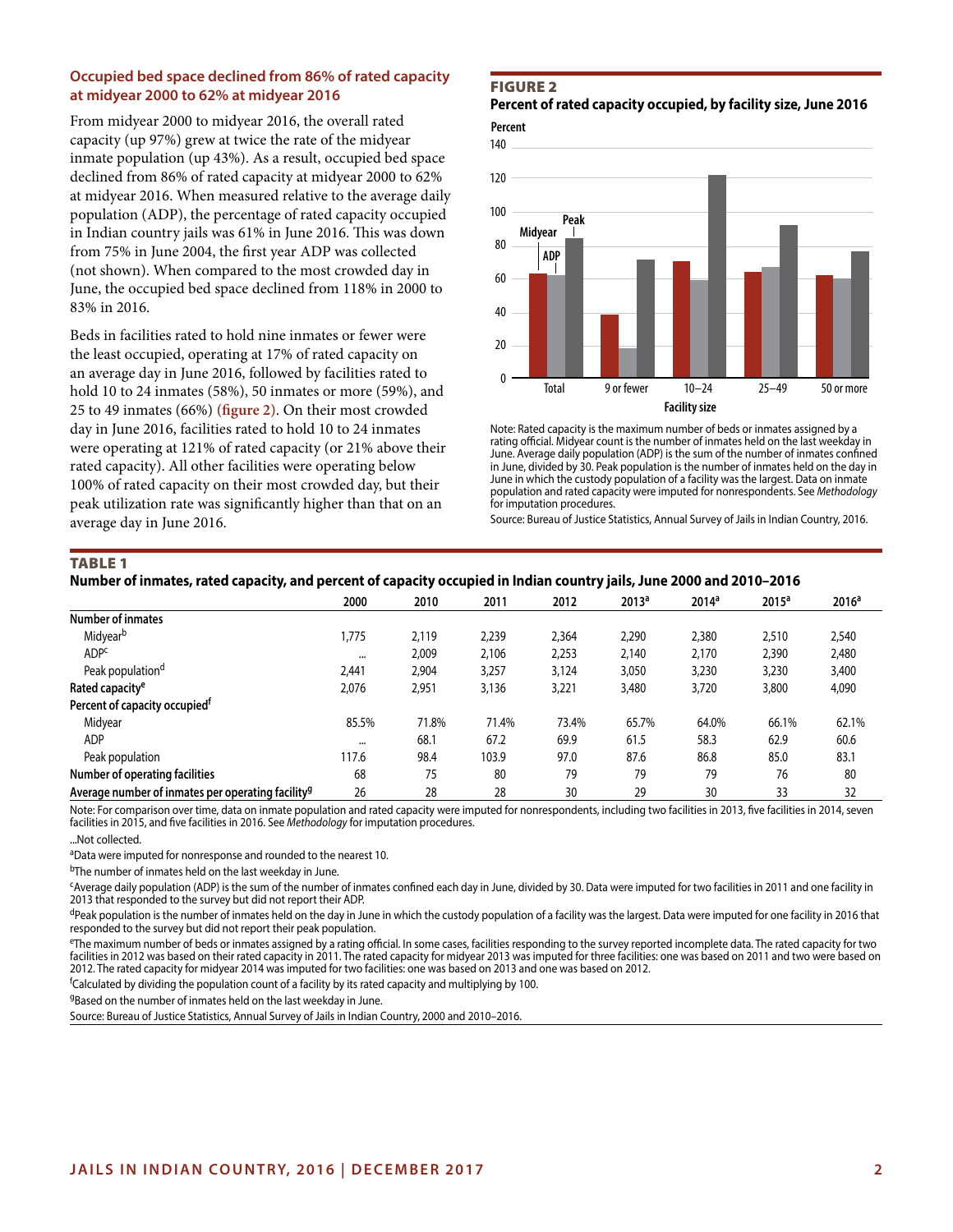## Occupied bed space declined from 86% of rated capacity at midyear 2000 to 62% at midyear 2016

From midyear 2000 to midyear 2016, the overall rated capacity (up 97%) grew at twice the rate of the midyear inmate population (up 43%). As a result, occupied bed space declined from 86% of rated capacity at midyear 2000 to 62% at midyear 2016. When measured relative to the average daily population (ADP), the percentage of rated capacity occupied in Indian country jails was 61% in June 2016. This was down from 75% in June 2004, the first year ADP was collected (not shown). When compared to the most crowded day in June, the occupied bed space declined from 118% in 2000 to 83% in 2016.

Beds in facilities rated to hold nine inmates or fewer were the least occupied, operating at 17% of rated capacity on an average day in June 2016, followed by facilities rated to hold 10 to 24 inmates (58%), 50 inmates or more (59%), and 25 to 49 inmates (66%) **(figure 2)**. On their most crowded day in June 2016, facilities rated to hold 10 to 24 inmates were operating at 121% of rated capacity (or 21% above their rated capacity). All other facilities were operating below 100% of rated capacity on their most crowded day, but their peak utilization rate was significantly higher than that on an average day in June 2016.

**FIGURE 2**

**Percent of rated capacity occupied, by facility size, June 2016**

Note: Rated capacity is the maximum number of beds or inmates assigned by a rating official. Midyear count is the number of inmates held on the last weekday in June. Average daily population (ADP) is the sum of the number of inmates confined in June, divided by 30. Peak population is the number of inmates held on the day in June in which the custody population of a facility was the largest. Data on inmate population and rated capacity were imputed for nonrespondents. See *Methodology* for imputation procedures.

Source: Bureau of Justice Statistics, Annual Survey of Jails in Indian Country, 2016.

**TABLE 1**

**Number of inmates, rated capacity, and percent of capacity occupied in Indian country jails, June 2000 and 2010–2016**

| | 2000 | 2010 | 2011 | 2012 | 2013[a] | 2014[a] | 2015[a] | 2016[a] |
|---|---|---|---|---|---|---|---|---|
| **Number of inmates** | | | | | | | | |
| Midyear[b] | 1,775 | 2,119 | 2,239 | 2,364 | 2,290 | 2,380 | 2,510 | 2,540 |
| ADP[c] | ... | 2,009 | 2,106 | 2,253 | 2,140 | 2,170 | 2,390 | 2,480 |
| Peak population[d] | 2,441 | 2,904 | 3,257 | 3,124 | 3,050 | 3,230 | 3,230 | 3,400 |
| **Rated capacity[e]** | 2,076 | 2,951 | 3,136 | 3,221 | 3,480 | 3,720 | 3,800 | 4,090 |
| **Percent of capacity occupied[f]** | | | | | | | | |
| Midyear | 85.5% | 71.8% | 71.4% | 73.4% | 65.7% | 64.0% | 66.1% | 62.1% |
| ADP | ... | 68.1 | 67.2 | 69.9 | 61.5 | 58.3 | 62.9 | 60.6 |
| Peak population | 117.6 | 98.4 | 103.9 | 97.0 | 87.6 | 86.8 | 85.0 | 83.1 |
| **Number of operating facilities** | 68 | 75 | 80 | 79 | 79 | 79 | 76 | 80 |
| **Average number of inmates per operating facility[g]** | 26 | 28 | 28 | 30 | 29 | 30 | 33 | 32 |

Note: For comparison over time, data on inmate population and rated capacity were imputed for nonrespondents, including two facilities in 2013, five facilities in 2014, seven facilities in 2015, and five facilities in 2016. See *Methodology* for imputation procedures.

...Not collected.

[a]Data were imputed for nonresponse and rounded to the nearest 10.

[b]The number of inmates held on the last weekday in June.

[c]Average daily population (ADP) is the sum of the number of inmates confined each day in June, divided by 30. Data were imputed for two facilities in 2011 and one facility in 2013 that responded to the survey but did not report their ADP.

[d]Peak population is the number of inmates held on the day in June in which the custody population of a facility was the largest. Data were imputed for one facility in 2016 that responded to the survey but did not report their peak population.

[e]The maximum number of beds or inmates assigned by a rating official. In some cases, facilities responding to the survey reported incomplete data. The rated capacity for two facilities in 2012 was based on their rated capacity in 2011. The rated capacity for midyear 2013 was imputed for three facilities: one was based on 2011 and two were based on 2012. The rated capacity for midyear 2014 was imputed for two facilities: one was based on 2013 and one was based on 2012.

[f]Calculated by dividing the population count of a facility by its rated capacity and multiplying by 100.

[g]Based on the number of inmates held on the last weekday in June.

Source: Bureau of Justice Statistics, Annual Survey of Jails in Indian Country, 2000 and 2010–2016.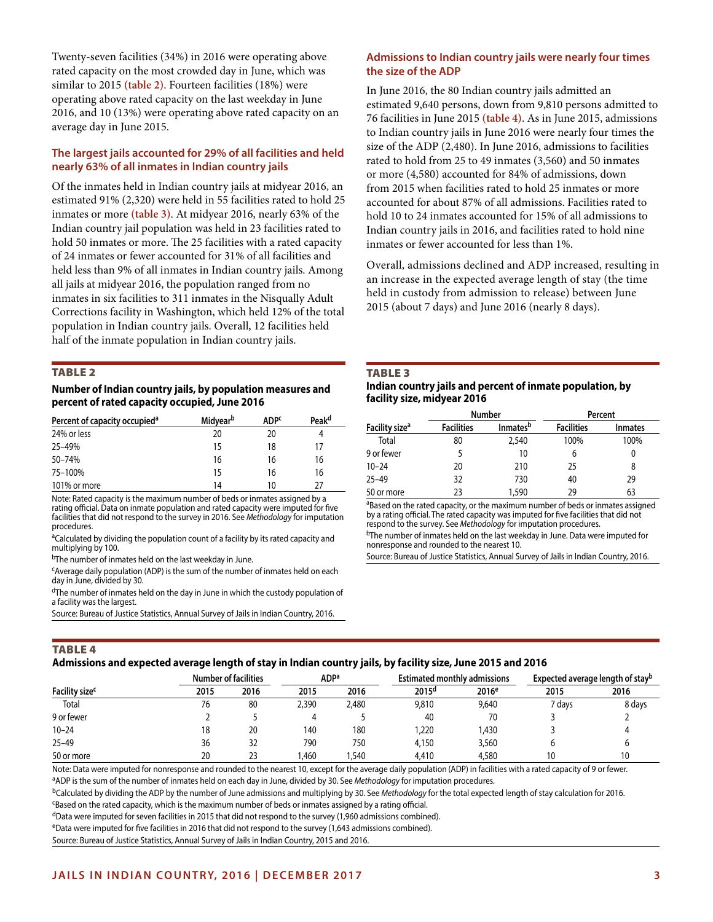Twenty-seven facilities (34%) in 2016 were operating above rated capacity on the most crowded day in June, which was similar to 2015 **(table 2)**. Fourteen facilities (18%) were operating above rated capacity on the last weekday in June 2016, and 10 (13%) were operating above rated capacity on an average day in June 2015.

### The largest jails accounted for 29% of all facilities and held nearly 63% of all inmates in Indian country jails

Of the inmates held in Indian country jails at midyear 2016, an estimated 91% (2,320) were held in 55 facilities rated to hold 25 inmates or more **(table 3)**. At midyear 2016, nearly 63% of the Indian country jail population was held in 23 facilities rated to hold 50 inmates or more. The 25 facilities with a rated capacity of 24 inmates or fewer accounted for 31% of all facilities and held less than 9% of all inmates in Indian country jails. Among all jails at midyear 2016, the population ranged from no inmates in six facilities to 311 inmates in the Nisqually Adult Corrections facility in Washington, which held 12% of the total population in Indian country jails. Overall, 12 facilities held half of the inmate population in Indian country jails.

**TABLE 2**

**Number of Indian country jails, by population measures and percent of rated capacity occupied, June 2016**

| Percent of capacity occupied[a] | Midyear[b] | ADP[c] | Peak[d] |
|---|---|---|---|
| 24% or less | 20 | 20 | 4 |
| 25–49% | 15 | 18 | 17 |
| 50–74% | 16 | 16 | 16 |
| 75–100% | 15 | 16 | 16 |
| 101% or more | 14 | 10 | 27 |

Note: Rated capacity is the maximum number of beds or inmates assigned by a rating official. Data on inmate population and rated capacity were imputed for five facilities that did not respond to the survey in 2016. See *Methodology* for imputation procedures.

[a]Calculated by dividing the population count of a facility by its rated capacity and multiplying by 100.

[b]The number of inmates held on the last weekday in June.

[c]Average daily population (ADP) is the sum of the number of inmates held on each day in June, divided by 30.

[d]The number of inmates held on the day in June in which the custody population of a facility was the largest.

Source: Bureau of Justice Statistics, Annual Survey of Jails in Indian Country, 2016.

### Admissions to Indian country jails were nearly four times the size of the ADP

In June 2016, the 80 Indian country jails admitted an estimated 9,640 persons, down from 9,810 persons admitted to 76 facilities in June 2015 **(table 4)**. As in June 2015, admissions to Indian country jails in June 2016 were nearly four times the size of the ADP (2,480). In June 2016, admissions to facilities rated to hold from 25 to 49 inmates (3,560) and 50 inmates or more (4,580) accounted for 84% of admissions, down from 2015 when facilities rated to hold 25 inmates or more accounted for about 87% of all admissions. Facilities rated to hold 10 to 24 inmates accounted for 15% of all admissions to Indian country jails in 2016, and facilities rated to hold nine inmates or fewer accounted for less than 1%.

Overall, admissions declined and ADP increased, resulting in an increase in the expected average length of stay (the time held in custody from admission to release) between June 2015 (about 7 days) and June 2016 (nearly 8 days).

**TABLE 3**

**Indian country jails and percent of inmate population, by facility size, midyear 2016**

| | Number | | Percent | |
|---|---|---|---|---|
| Facility size[a] | Facilities | Inmates[b] | Facilities | Inmates |
| Total | 80 | 2,540 | 100% | 100% |
| 9 or fewer | 5 | 10 | 6 | 0 |
| 10–24 | 20 | 210 | 25 | 8 |
| 25–49 | 32 | 730 | 40 | 29 |
| 50 or more | 23 | 1,590 | 29 | 63 |

[a]Based on the rated capacity, or the maximum number of beds or inmates assigned by a rating official. The rated capacity was imputed for five facilities that did not respond to the survey. See *Methodology* for imputation procedures.

[b]The number of inmates held on the last weekday in June. Data were imputed for nonresponse and rounded to the nearest 10.

Source: Bureau of Justice Statistics, Annual Survey of Jails in Indian Country, 2016.

**TABLE 4**

**Admissions and expected average length of stay in Indian country jails, by facility size, June 2015 and 2016**

| | Number of facilities | | ADP[a] | | Estimated monthly admissions | | Expected average length of stay[b] | |
|---|---|---|---|---|---|---|---|---|
| Facility size[c] | 2015 | 2016 | 2015 | 2016 | 2015[d] | 2016[e] | 2015 | 2016 |
| Total | 76 | 80 | 2,390 | 2,480 | 9,810 | 9,640 | 7 days | 8 days |
| 9 or fewer | 2 | 5 | 4 | 5 | 40 | 70 | 3 | 2 |
| 10–24 | 18 | 20 | 140 | 180 | 1,220 | 1,430 | 3 | 4 |
| 25–49 | 36 | 32 | 790 | 750 | 4,150 | 3,560 | 6 | 6 |
| 50 or more | 20 | 23 | 1,460 | 1,540 | 4,410 | 4,580 | 10 | 10 |

Note: Data were imputed for nonresponse and rounded to the nearest 10, except for the average daily population (ADP) in facilities with a rated capacity of 9 or fewer.

[a]ADP is the sum of the number of inmates held on each day in June, divided by 30. See *Methodology* for imputation procedures.

[b]Calculated by dividing the ADP by the number of June admissions and multiplying by 30. See *Methodology* for the total expected length of stay calculation for 2016.

[c]Based on the rated capacity, which is the maximum number of beds or inmates assigned by a rating official.

[d]Data were imputed for seven facilities in 2015 that did not respond to the survey (1,960 admissions combined).

[e]Data were imputed for five facilities in 2016 that did not respond to the survey (1,643 admissions combined).

Source: Bureau of Justice Statistics, Annual Survey of Jails in Indian Country, 2015 and 2016.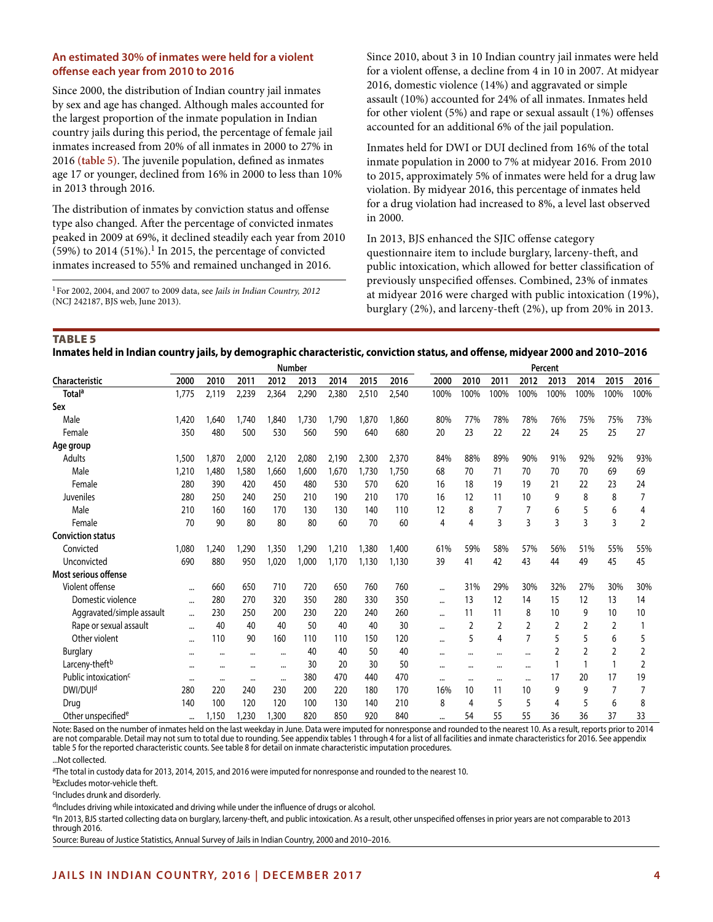### An estimated 30% of inmates were held for a violent offense each year from 2010 to 2016

Since 2000, the distribution of Indian country jail inmates by sex and age has changed. Although males accounted for the largest proportion of the inmate population in Indian country jails during this period, the percentage of female jail inmates increased from 20% of all inmates in 2000 to 27% in 2016 **(table 5)**. The juvenile population, defined as inmates age 17 or younger, declined from 16% in 2000 to less than 10% in 2013 through 2016.

The distribution of inmates by conviction status and offense type also changed. After the percentage of convicted inmates peaked in 2009 at 69%, it declined steadily each year from 2010 (59%) to 2014 (51%).[1] In 2015, the percentage of convicted inmates increased to 55% and remained unchanged in 2016.

[1] For 2002, 2004, and 2007 to 2009 data, see *Jails in Indian Country, 2012* (NCJ 242187, BJS web, June 2013).

Since 2010, about 3 in 10 Indian country jail inmates were held for a violent offense, a decline from 4 in 10 in 2007. At midyear 2016, domestic violence (14%) and aggravated or simple assault (10%) accounted for 24% of all inmates. Inmates held for other violent (5%) and rape or sexual assault (1%) offenses accounted for an additional 6% of the jail population.

Inmates held for DWI or DUI declined from 16% of the total inmate population in 2000 to 7% at midyear 2016. From 2010 to 2015, approximately 5% of inmates were held for a drug law violation. By midyear 2016, this percentage of inmates held for a drug violation had increased to 8%, a level last observed in 2000.

In 2013, BJS enhanced the SJIC offense category questionnaire item to include burglary, larceny-theft, and public intoxication, which allowed for better classification of previously unspecified offenses. Combined, 23% of inmates at midyear 2016 were charged with public intoxication (19%), burglary (2%), and larceny-theft (2%), up from 20% in 2013.

**TABLE 5**
**Inmates held in Indian country jails, by demographic characteristic, conviction status, and offense, midyear 2000 and 2010–2016**

| | Number | | | | | | | | Percent | | | | | | | |
|---|---|---|---|---|---|---|---|---|---|---|---|---|---|---|---|---|
| Characteristic | 2000 | 2010 | 2011 | 2012 | 2013 | 2014 | 2015 | 2016 | 2000 | 2010 | 2011 | 2012 | 2013 | 2014 | 2015 | 2016 |
| **Total**[a] | 1,775 | 2,119 | 2,239 | 2,364 | 2,290 | 2,380 | 2,510 | 2,540 | 100% | 100% | 100% | 100% | 100% | 100% | 100% | 100% |
| **Sex** | | | | | | | | | | | | | | | | |
| Male | 1,420 | 1,640 | 1,740 | 1,840 | 1,730 | 1,790 | 1,870 | 1,860 | 80% | 77% | 78% | 78% | 76% | 75% | 75% | 73% |
| Female | 350 | 480 | 500 | 530 | 560 | 590 | 640 | 680 | 20 | 23 | 22 | 22 | 24 | 25 | 25 | 27 |
| **Age group** | | | | | | | | | | | | | | | | |
| Adults | 1,500 | 1,870 | 2,000 | 2,120 | 2,080 | 2,190 | 2,300 | 2,370 | 84% | 88% | 89% | 90% | 91% | 92% | 92% | 93% |
| Male | 1,210 | 1,480 | 1,580 | 1,660 | 1,600 | 1,670 | 1,730 | 1,750 | 68 | 70 | 71 | 70 | 70 | 70 | 69 | 69 |
| Female | 280 | 390 | 420 | 450 | 480 | 530 | 570 | 620 | 16 | 18 | 19 | 19 | 21 | 22 | 23 | 24 |
| Juveniles | 280 | 250 | 240 | 250 | 210 | 190 | 210 | 170 | 16 | 12 | 11 | 10 | 9 | 8 | 8 | 7 |
| Male | 210 | 160 | 160 | 170 | 130 | 130 | 140 | 110 | 12 | 8 | 7 | 7 | 6 | 5 | 6 | 4 |
| Female | 70 | 90 | 80 | 80 | 80 | 60 | 70 | 60 | 4 | 4 | 3 | 3 | 3 | 3 | 3 | 2 |
| **Conviction status** | | | | | | | | | | | | | | | | |
| Convicted | 1,080 | 1,240 | 1,290 | 1,350 | 1,290 | 1,210 | 1,380 | 1,400 | 61% | 59% | 58% | 57% | 56% | 51% | 55% | 55% |
| Unconvicted | 690 | 880 | 950 | 1,020 | 1,000 | 1,170 | 1,130 | 1,130 | 39 | 41 | 42 | 43 | 44 | 49 | 45 | 45 |
| **Most serious offense** | | | | | | | | | | | | | | | | |
| Violent offense | ... | 660 | 650 | 710 | 720 | 650 | 760 | 760 | ... | 31% | 29% | 30% | 32% | 27% | 30% | 30% |
| Domestic violence | ... | 280 | 270 | 320 | 350 | 280 | 330 | 350 | ... | 13 | 12 | 14 | 15 | 12 | 13 | 14 |
| Aggravated/simple assault | ... | 230 | 250 | 200 | 230 | 220 | 240 | 260 | ... | 11 | 11 | 8 | 10 | 9 | 10 | 10 |
| Rape or sexual assault | ... | 40 | 40 | 40 | 50 | 40 | 40 | 30 | ... | 2 | 2 | 2 | 2 | 2 | 2 | 1 |
| Other violent | ... | 110 | 90 | 160 | 110 | 110 | 150 | 120 | ... | 5 | 4 | 7 | 5 | 5 | 6 | 5 |
| Burglary | ... | ... | ... | ... | 40 | 40 | 50 | 40 | ... | ... | ... | ... | 2 | 2 | 2 | 2 |
| Larceny-theft[b] | ... | ... | ... | ... | 30 | 20 | 30 | 50 | ... | ... | ... | ... | 1 | 1 | 1 | 2 |
| Public intoxication[c] | ... | ... | ... | ... | 380 | 470 | 440 | 470 | ... | ... | ... | ... | 17 | 20 | 17 | 19 |
| DWI/DUI[d] | 280 | 220 | 240 | 230 | 200 | 220 | 180 | 170 | 16% | 10 | 11 | 10 | 9 | 9 | 7 | 7 |
| Drug | 140 | 100 | 120 | 120 | 100 | 130 | 140 | 210 | 8 | 4 | 5 | 5 | 4 | 5 | 6 | 8 |
| Other unspecified[e] | ... | 1,150 | 1,230 | 1,300 | 820 | 850 | 920 | 840 | ... | 54 | 55 | 55 | 36 | 36 | 37 | 33 |

Note: Based on the number of inmates held on the last weekday in June. Data were imputed for nonresponse and rounded to the nearest 10. As a result, reports prior to 2014 are not comparable. Detail may not sum to total due to rounding. See appendix tables 1 through 4 for a list of all facilities and inmate characteristics for 2016. See appendix table 5 for the reported characteristic counts. See table 8 for detail on inmate characteristic imputation procedures.

...Not collected.

[a]The total in custody data for 2013, 2014, 2015, and 2016 were imputed for nonresponse and rounded to the nearest 10.

[b]Excludes motor-vehicle theft.

[c]Includes drunk and disorderly.

[d]Includes driving while intoxicated and driving while under the influence of drugs or alcohol.

[e]In 2013, BJS started collecting data on burglary, larceny-theft, and public intoxication. As a result, other unspecified offenses in prior years are not comparable to 2013 through 2016.

Source: Bureau of Justice Statistics, Annual Survey of Jails in Indian Country, 2000 and 2010–2016.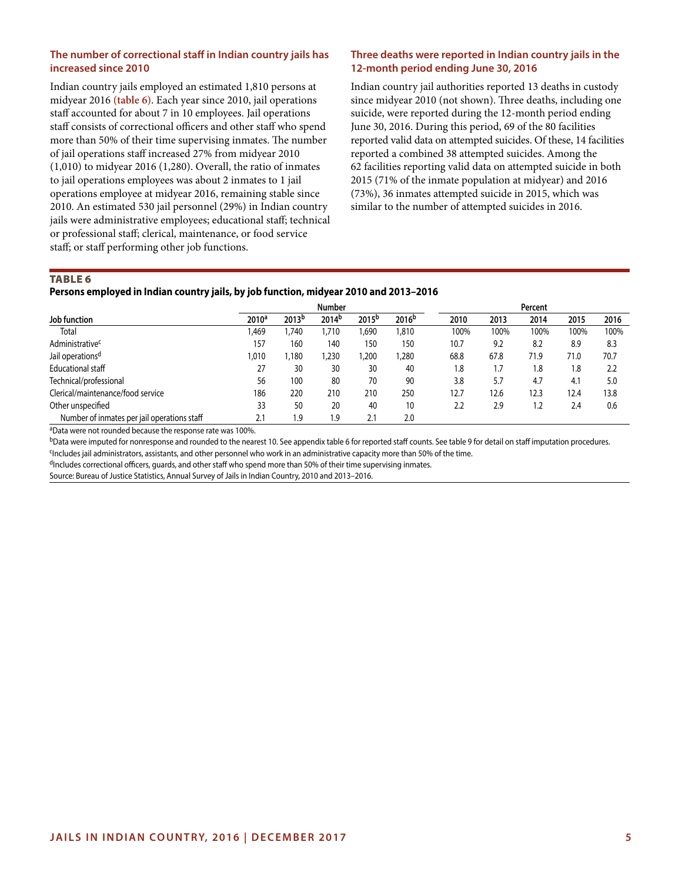### The number of correctional staff in Indian country jails has increased since 2010

Indian country jails employed an estimated 1,810 persons at midyear 2016 (**table 6**). Each year since 2010, jail operations staff accounted for about 7 in 10 employees. Jail operations staff consists of correctional officers and other staff who spend more than 50% of their time supervising inmates. The number of jail operations staff increased 27% from midyear 2010 (1,010) to midyear 2016 (1,280). Overall, the ratio of inmates to jail operations employees was about 2 inmates to 1 jail operations employee at midyear 2016, remaining stable since 2010. An estimated 530 jail personnel (29%) in Indian country jails were administrative employees; educational staff; technical or professional staff; clerical, maintenance, or food service staff; or staff performing other job functions.

### Three deaths were reported in Indian country jails in the 12-month period ending June 30, 2016

Indian country jail authorities reported 13 deaths in custody since midyear 2010 (not shown). Three deaths, including one suicide, were reported during the 12-month period ending June 30, 2016. During this period, 69 of the 80 facilities reported valid data on attempted suicides. Of these, 14 facilities reported a combined 38 attempted suicides. Among the 62 facilities reporting valid data on attempted suicide in both 2015 (71% of the inmate population at midyear) and 2016 (73%), 36 inmates attempted suicide in 2015, which was similar to the number of attempted suicides in 2016.

**TABLE 6**
**Persons employed in Indian country jails, by job function, midyear 2010 and 2013–2016**

| | Number | | | | | Percent | | | | |
|---|---|---|---|---|---|---|---|---|---|---|
| **Job function** | **2010[a]** | **2013[b]** | **2014[b]** | **2015[b]** | **2016[b]** | **2010** | **2013** | **2014** | **2015** | **2016** |
| Total | 1,469 | 1,740 | 1,710 | 1,690 | 1,810 | 100% | 100% | 100% | 100% | 100% |
| Administrative[c] | 157 | 160 | 140 | 150 | 150 | 10.7 | 9.2 | 8.2 | 8.9 | 8.3 |
| Jail operations[d] | 1,010 | 1,180 | 1,230 | 1,200 | 1,280 | 68.8 | 67.8 | 71.9 | 71.0 | 70.7 |
| Educational staff | 27 | 30 | 30 | 30 | 40 | 1.8 | 1.7 | 1.8 | 1.8 | 2.2 |
| Technical/professional | 56 | 100 | 80 | 70 | 90 | 3.8 | 5.7 | 4.7 | 4.1 | 5.0 |
| Clerical/maintenance/food service | 186 | 220 | 210 | 210 | 250 | 12.7 | 12.6 | 12.3 | 12.4 | 13.8 |
| Other unspecified | 33 | 50 | 20 | 40 | 10 | 2.2 | 2.9 | 1.2 | 2.4 | 0.6 |
| Number of inmates per jail operations staff | 2.1 | 1.9 | 1.9 | 2.1 | 2.0 | | | | | |

[a]Data were not rounded because the response rate was 100%.
[b]Data were imputed for nonresponse and rounded to the nearest 10. See appendix table 6 for reported staff counts. See table 9 for detail on staff imputation procedures.
[c]Includes jail administrators, assistants, and other personnel who work in an administrative capacity more than 50% of the time.
[d]Includes correctional officers, guards, and other staff who spend more than 50% of their time supervising inmates.
Source: Bureau of Justice Statistics, Annual Survey of Jails in Indian Country, 2010 and 2013–2016.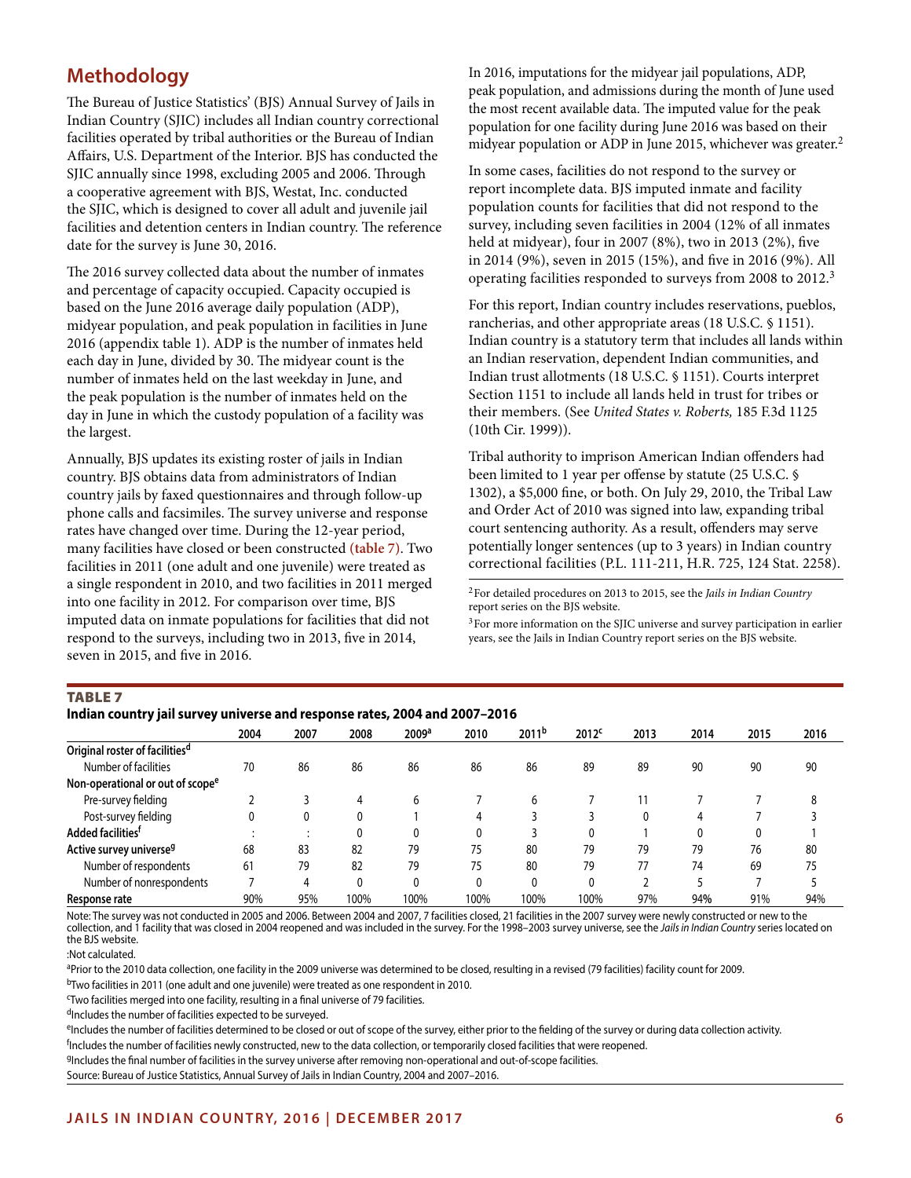## Methodology

The Bureau of Justice Statistics' (BJS) Annual Survey of Jails in Indian Country (SJIC) includes all Indian country correctional facilities operated by tribal authorities or the Bureau of Indian Affairs, U.S. Department of the Interior. BJS has conducted the SJIC annually since 1998, excluding 2005 and 2006. Through a cooperative agreement with BJS, Westat, Inc. conducted the SJIC, which is designed to cover all adult and juvenile jail facilities and detention centers in Indian country. The reference date for the survey is June 30, 2016.

The 2016 survey collected data about the number of inmates and percentage of capacity occupied. Capacity occupied is based on the June 2016 average daily population (ADP), midyear population, and peak population in facilities in June 2016 (appendix table 1). ADP is the number of inmates held each day in June, divided by 30. The midyear count is the number of inmates held on the last weekday in June, and the peak population is the number of inmates held on the day in June in which the custody population of a facility was the largest.

Annually, BJS updates its existing roster of jails in Indian country. BJS obtains data from administrators of Indian country jails by faxed questionnaires and through follow-up phone calls and facsimiles. The survey universe and response rates have changed over time. During the 12-year period, many facilities have closed or been constructed (table 7). Two facilities in 2011 (one adult and one juvenile) were treated as a single respondent in 2010, and two facilities in 2011 merged into one facility in 2012. For comparison over time, BJS imputed data on inmate populations for facilities that did not respond to the surveys, including two in 2013, five in 2014, seven in 2015, and five in 2016.

In 2016, imputations for the midyear jail populations, ADP, peak population, and admissions during the month of June used the most recent available data. The imputed value for the peak population for one facility during June 2016 was based on their midyear population or ADP in June 2015, whichever was greater.[2]

In some cases, facilities do not respond to the survey or report incomplete data. BJS imputed inmate and facility population counts for facilities that did not respond to the survey, including seven facilities in 2004 (12% of all inmates held at midyear), four in 2007 (8%), two in 2013 (2%), five in 2014 (9%), seven in 2015 (15%), and five in 2016 (9%). All operating facilities responded to surveys from 2008 to 2012.[3]

For this report, Indian country includes reservations, pueblos, rancherias, and other appropriate areas (18 U.S.C. § 1151). Indian country is a statutory term that includes all lands within an Indian reservation, dependent Indian communities, and Indian trust allotments (18 U.S.C. § 1151). Courts interpret Section 1151 to include all lands held in trust for tribes or their members. (See *United States v. Roberts,* 185 F.3d 1125 (10th Cir. 1999)).

Tribal authority to imprison American Indian offenders had been limited to 1 year per offense by statute (25 U.S.C. § 1302), a $5,000 fine, or both. On July 29, 2010, the Tribal Law and Order Act of 2010 was signed into law, expanding tribal court sentencing authority. As a result, offenders may serve potentially longer sentences (up to 3 years) in Indian country correctional facilities (P.L. 111-211, H.R. 725, 124 Stat. 2258).

[2] For detailed procedures on 2013 to 2015, see the *Jails in Indian Country* report series on the BJS website.

[3] For more information on the SJIC universe and survey participation in earlier years, see the Jails in Indian Country report series on the BJS website.

**TABLE 7**
**Indian country jail survey universe and response rates, 2004 and 2007–2016**

| | 2004 | 2007 | 2008 | 2009[a] | 2010 | 2011[b] | 2012[c] | 2013 | 2014 | 2015 | 2016 |
|---|---|---|---|---|---|---|---|---|---|---|---|
| **Original roster of facilities[d]** | | | | | | | | | | | |
| Number of facilities | 70 | 86 | 86 | 86 | 86 | 86 | 89 | 89 | 90 | 90 | 90 |
| **Non-operational or out of scope[e]** | | | | | | | | | | | |
| Pre-survey fielding | 2 | 3 | 4 | 6 | 7 | 6 | 7 | 11 | 7 | 7 | 8 |
| Post-survey fielding | 0 | 0 | 0 | 1 | 4 | 3 | 3 | 0 | 4 | 7 | 3 |
| **Added facilities[f]** | : | : | 0 | 0 | 0 | 3 | 0 | 1 | 0 | 0 | 1 |
| **Active survey universe[g]** | 68 | 83 | 82 | 79 | 75 | 80 | 79 | 79 | 79 | 76 | 80 |
| Number of respondents | 61 | 79 | 82 | 79 | 75 | 80 | 79 | 77 | 74 | 69 | 75 |
| Number of nonrespondents | 7 | 4 | 0 | 0 | 0 | 0 | 0 | 2 | 5 | 7 | 5 |
| **Response rate** | 90% | 95% | 100% | 100% | 100% | 100% | 100% | 97% | 94% | 91% | 94% |

Note: The survey was not conducted in 2005 and 2006. Between 2004 and 2007, 7 facilities closed, 21 facilities in the 2007 survey were newly constructed or new to the collection, and 1 facility that was closed in 2004 reopened and was included in the survey. For the 1998–2003 survey universe, see the *Jails in Indian Country* series located on the BJS website.

:Not calculated.

[a] Prior to the 2010 data collection, one facility in the 2009 universe was determined to be closed, resulting in a revised (79 facilities) facility count for 2009.

[b] Two facilities in 2011 (one adult and one juvenile) were treated as one respondent in 2010.

[c] Two facilities merged into one facility, resulting in a final universe of 79 facilities.

[d] Includes the number of facilities expected to be surveyed.

[e] Includes the number of facilities determined to be closed or out of scope of the survey, either prior to the fielding of the survey or during data collection activity.

[f] Includes the number of facilities newly constructed, new to the data collection, or temporarily closed facilities that were reopened.

[g] Includes the final number of facilities in the survey universe after removing non-operational and out-of-scope facilities.

Source: Bureau of Justice Statistics, Annual Survey of Jails in Indian Country, 2004 and 2007–2016.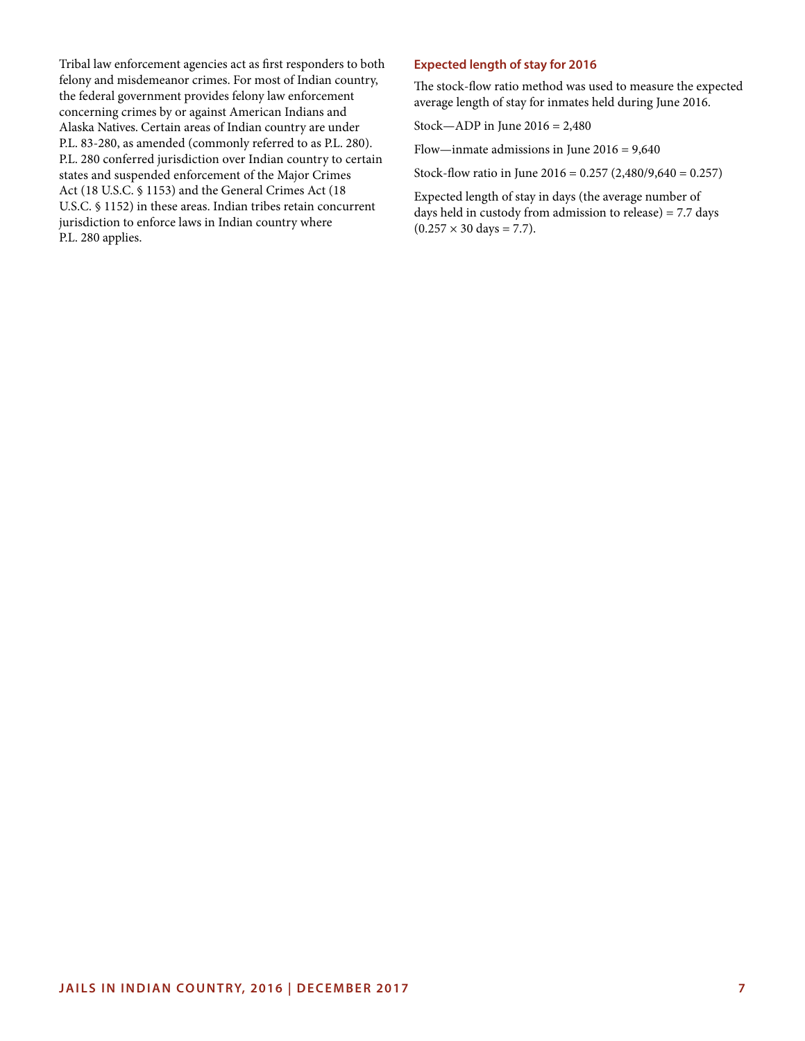Tribal law enforcement agencies act as first responders to both felony and misdemeanor crimes. For most of Indian country, the federal government provides felony law enforcement concerning crimes by or against American Indians and Alaska Natives. Certain areas of Indian country are under P.L. 83-280, as amended (commonly referred to as P.L. 280). P.L. 280 conferred jurisdiction over Indian country to certain states and suspended enforcement of the Major Crimes Act (18 U.S.C. § 1153) and the General Crimes Act (18 U.S.C. § 1152) in these areas. Indian tribes retain concurrent jurisdiction to enforce laws in Indian country where P.L. 280 applies.

### Expected length of stay for 2016

The stock-flow ratio method was used to measure the expected average length of stay for inmates held during June 2016.

Stock—ADP in June 2016 = 2,480

Flow—inmate admissions in June 2016 = 9,640

Stock-flow ratio in June 2016 = 0.257 (2,480/9,640 = 0.257)

Expected length of stay in days (the average number of days held in custody from admission to release) = 7.7 days ($0.257 \times 30$ days = 7.7).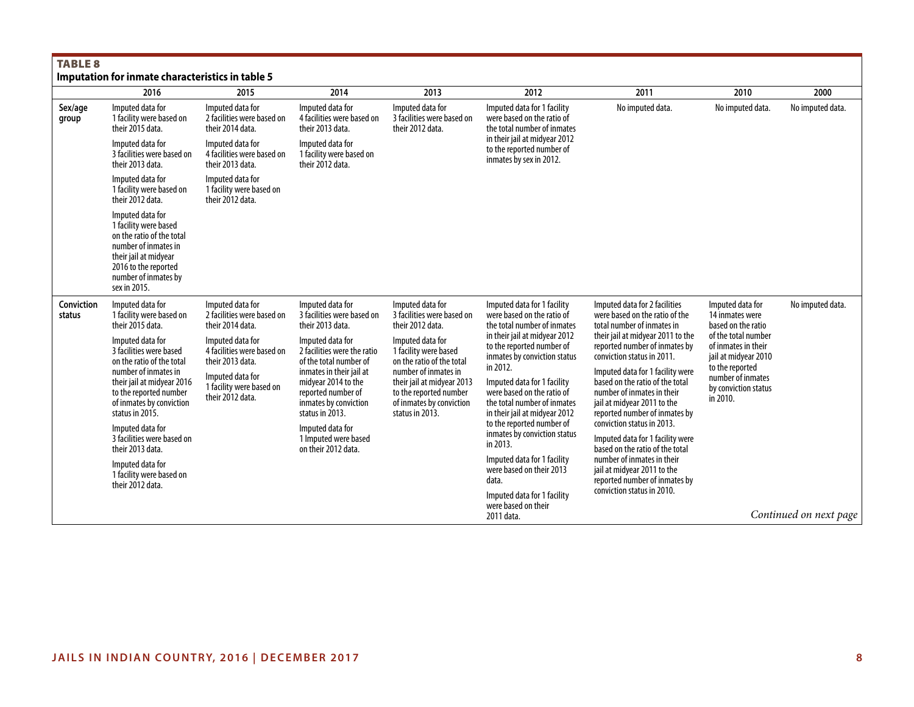**TABLE 8**

**Imputation for inmate characteristics in table 5**

| | 2016 | 2015 | 2014 | 2013 | 2012 | 2011 | 2010 | 2000 |
|---|---|---|---|---|---|---|---|---|
| Sex/age group | Imputed data for 1 facility were based on their 2015 data.<br><br>Imputed data for 3 facilities were based on their 2013 data.<br><br>Imputed data for 1 facility were based on their 2012 data.<br><br>Imputed data for 1 facility were based on the ratio of the total number of inmates in their jail at midyear 2016 to the reported number of inmates by sex in 2015. | Imputed data for 2 facilities were based on their 2014 data.<br><br>Imputed data for 4 facilities were based on their 2013 data.<br><br>Imputed data for 1 facility were based on their 2012 data. | Imputed data for 4 facilities were based on their 2013 data.<br><br>Imputed data for 1 facility were based on their 2012 data. | Imputed data for 3 facilities were based on their 2012 data. | Imputed data for 1 facility were based on the ratio of the total number of inmates in their jail at midyear 2012 to the reported number of inmates by sex in 2012. | No imputed data. | No imputed data. | No imputed data. |
| Conviction status | Imputed data for 1 facility were based on their 2015 data.<br><br>Imputed data for 3 facilities were based on the ratio of the total number of inmates in their jail at midyear 2016 to the reported number of inmates by conviction status in 2015.<br><br>Imputed data for 3 facilities were based on their 2013 data.<br><br>Imputed data for 1 facility were based on their 2012 data. | Imputed data for 2 facilities were based on their 2014 data.<br><br>Imputed data for 4 facilities were based on their 2013 data.<br><br>Imputed data for 1 facility were based on their 2012 data. | Imputed data for 3 facilities were based on their 2013 data.<br><br>Imputed data for 2 facilities were the ratio of the total number of inmates in their jail at midyear 2014 to the reported number of inmates by conviction status in 2013.<br><br>Imputed data for 1 Imputed were based on their 2012 data. | Imputed data for 3 facilities were based on their 2012 data.<br><br>Imputed data for 1 facility were based on the ratio of the total number of inmates in their jail at midyear 2013 to the reported number of inmates by conviction status in 2013. | Imputed data for 1 facility were based on the ratio of the total number of inmates in their jail at midyear 2012 to the reported number of inmates by conviction status in 2012.<br><br>Imputed data for 1 facility were based on the ratio of the total number of inmates in their jail at midyear 2012 to the reported number of inmates by conviction status in 2013.<br><br>Imputed data for 1 facility were based on their 2013 data.<br><br>Imputed data for 1 facility were based on their 2011 data. | Imputed data for 2 facilities were based on the ratio of the total number of inmates in their jail at midyear 2011 to the reported number of inmates by conviction status in 2011.<br><br>Imputed data for 1 facility were based on the ratio of the total number of inmates in their jail at midyear 2011 to the reported number of inmates by conviction status in 2013.<br><br>Imputed data for 1 facility were based on the ratio of the total number of inmates in their jail at midyear 2011 to the reported number of inmates by conviction status in 2010. | Imputed data for 14 inmates were based on the ratio of the total number of inmates in their jail at midyear 2010 to the reported number of inmates by conviction status in 2010. | No imputed data. |

*Continued on next page*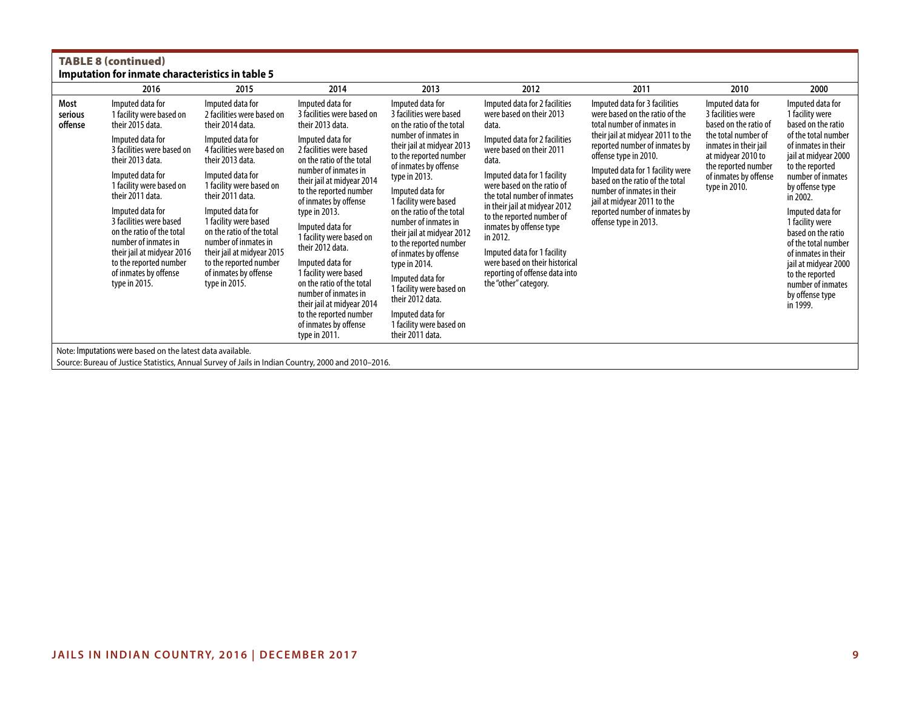**TABLE 8 (continued)**

**Imputation for inmate characteristics in table 5**

| | 2016 | 2015 | 2014 | 2013 | 2012 | 2011 | 2010 | 2000 |
|---|---|---|---|---|---|---|---|---|
| Most serious offense | Imputed data for 1 facility were based on their 2015 data.<br>Imputed data for 3 facilities were based on their 2013 data.<br>Imputed data for 1 facility were based on their 2011 data.<br>Imputed data for 3 facilities were based on the ratio of the total number of inmates in their jail at midyear 2016 to the reported number of inmates by offense type in 2015. | Imputed data for 2 facilities were based on their 2014 data.<br>Imputed data for 4 facilities were based on their 2013 data.<br>Imputed data for 1 facility were based on their 2011 data.<br>Imputed data for 1 facility were based on the ratio of the total number of inmates in their jail at midyear 2015 to the reported number of inmates by offense type in 2015. | Imputed data for 3 facilities were based on their 2013 data.<br>Imputed data for 2 facilities were based on the ratio of the total number of inmates in their jail at midyear 2014 to the reported number of inmates by offense type in 2013.<br>Imputed data for 1 facility were based on their 2012 data.<br>Imputed data for 1 facility were based on the ratio of the total number of inmates in their jail at midyear 2014 to the reported number of inmates by offense type in 2011. | Imputed data for 3 facilities were based on the ratio of the total number of inmates in their jail at midyear 2013 to the reported number of inmates by offense type in 2013.<br>Imputed data for 1 facility were based on the ratio of the total number of inmates in their jail at midyear 2012 to the reported number of inmates by offense type in 2014.<br>Imputed data for 1 facility were based on their 2012 data.<br>Imputed data for 1 facility were based on their 2011 data. | Imputed data for 2 facilities were based on their 2013 data.<br>Imputed data for 2 facilities were based on their 2011 data.<br>Imputed data for 1 facility were based on the ratio of the total number of inmates in their jail at midyear 2012 to the reported number of inmates by offense type in 2012.<br>Imputed data for 1 facility were based on their historical reporting of offense data into the "other" category. | Imputed data for 3 facilities were based on the ratio of the total number of inmates in their jail at midyear 2011 to the reported number of inmates by offense type in 2010.<br>Imputed data for 1 facility were based on the ratio of the total number of inmates in their jail at midyear 2011 to the reported number of inmates by offense type in 2013. | Imputed data for 3 facilities were based on the ratio of the total number of inmates in their jail at midyear 2010 to the reported number of inmates by offense type in 2010. | Imputed data for 1 facility were based on the ratio of the total number of inmates in their jail at midyear 2000 to the reported number of inmates by offense type in 2002.<br>Imputed data for 1 facility were based on the ratio of the total number of inmates in their jail at midyear 2000 to the reported number of inmates by offense type in 1999. |

Note: Imputations were based on the latest data available.

Source: Bureau of Justice Statistics, Annual Survey of Jails in Indian Country, 2000 and 2010–2016.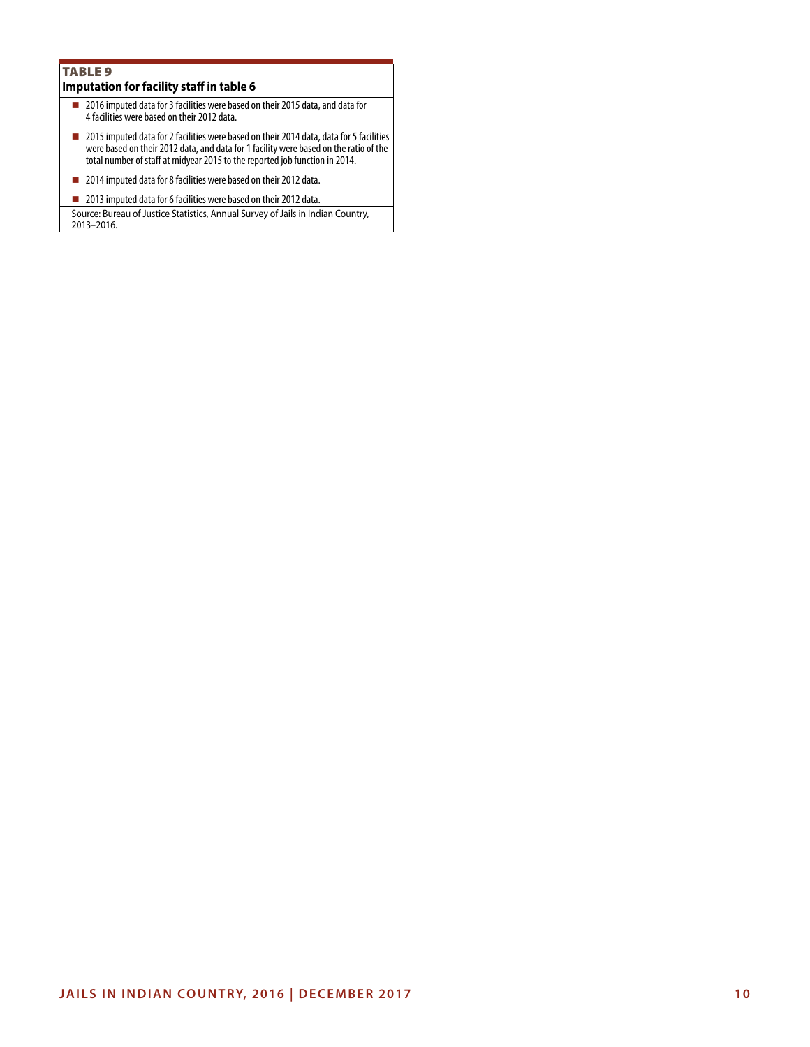**TABLE 9**

**Imputation for facility staff in table 6**

- 2016 imputed data for 3 facilities were based on their 2015 data, and data for 4 facilities were based on their 2012 data.
- 2015 imputed data for 2 facilities were based on their 2014 data, data for 5 facilities were based on their 2012 data, and data for 1 facility were based on the ratio of the total number of staff at midyear 2015 to the reported job function in 2014.
- 2014 imputed data for 8 facilities were based on their 2012 data.
- 2013 imputed data for 6 facilities were based on their 2012 data.

Source: Bureau of Justice Statistics, Annual Survey of Jails in Indian Country, 2013–2016.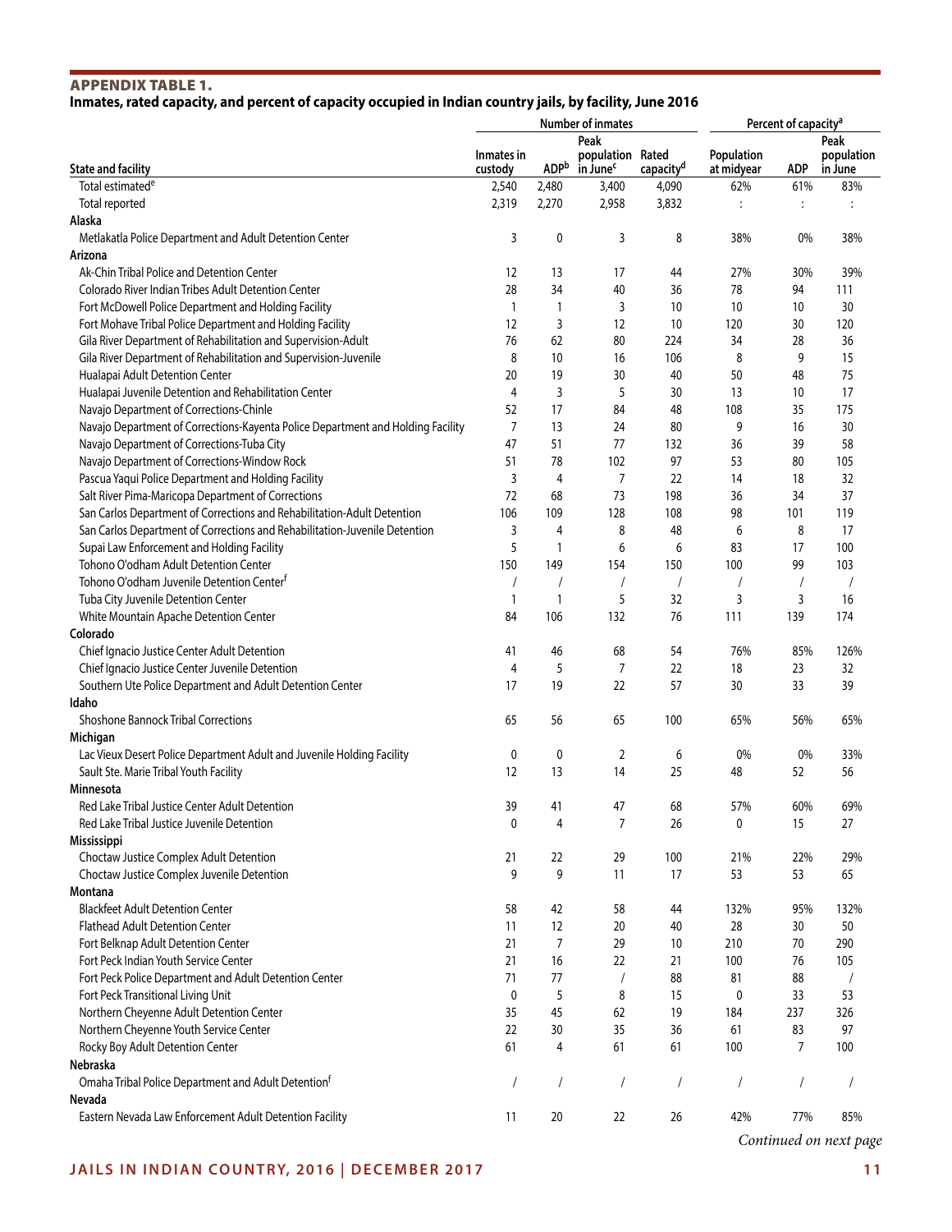## APPENDIX TABLE 1.
**Inmates, rated capacity, and percent of capacity occupied in Indian country jails, by facility, June 2016**

| State and facility | Number of inmates | | | | Percent of capacity[a] | | |
|---|---|---|---|---|---|---|---|
| | Inmates in custody | ADP[b] | Peak population in June[c] | Rated capacity[d] | Population at midyear | ADP | Peak population in June |
| Total estimated[e] | 2,540 | 2,480 | 3,400 | 4,090 | 62% | 61% | 83% |
| Total reported | 2,319 | 2,270 | 2,958 | 3,832 | : | : | : |
| **Alaska** | | | | | | | |
| Metlakatla Police Department and Adult Detention Center | 3 | 0 | 3 | 8 | 38% | 0% | 38% |
| **Arizona** | | | | | | | |
| Ak-Chin Tribal Police and Detention Center | 12 | 13 | 17 | 44 | 27% | 30% | 39% |
| Colorado River Indian Tribes Adult Detention Center | 28 | 34 | 40 | 36 | 78 | 94 | 111 |
| Fort McDowell Police Department and Holding Facility | 1 | 1 | 3 | 10 | 10 | 10 | 30 |
| Fort Mohave Tribal Police Department and Holding Facility | 12 | 3 | 12 | 10 | 120 | 30 | 120 |
| Gila River Department of Rehabilitation and Supervision-Adult | 76 | 62 | 80 | 224 | 34 | 28 | 36 |
| Gila River Department of Rehabilitation and Supervision-Juvenile | 8 | 10 | 16 | 106 | 8 | 9 | 15 |
| Hualapai Adult Detention Center | 20 | 19 | 30 | 40 | 50 | 48 | 75 |
| Hualapai Juvenile Detention and Rehabilitation Center | 4 | 3 | 5 | 30 | 13 | 10 | 17 |
| Navajo Department of Corrections-Chinle | 52 | 17 | 84 | 48 | 108 | 35 | 175 |
| Navajo Department of Corrections-Kayenta Police Department and Holding Facility | 7 | 13 | 24 | 80 | 9 | 16 | 30 |
| Navajo Department of Corrections-Tuba City | 47 | 51 | 77 | 132 | 36 | 39 | 58 |
| Navajo Department of Corrections-Window Rock | 51 | 78 | 102 | 97 | 53 | 80 | 105 |
| Pascua Yaqui Police Department and Holding Facility | 3 | 4 | 7 | 22 | 14 | 18 | 32 |
| Salt River Pima-Maricopa Department of Corrections | 72 | 68 | 73 | 198 | 36 | 34 | 37 |
| San Carlos Department of Corrections and Rehabilitation-Adult Detention | 106 | 109 | 128 | 108 | 98 | 101 | 119 |
| San Carlos Department of Corrections and Rehabilitation-Juvenile Detention | 3 | 4 | 8 | 48 | 6 | 8 | 17 |
| Supai Law Enforcement and Holding Facility | 5 | 1 | 6 | 6 | 83 | 17 | 100 |
| Tohono O'odham Adult Detention Center | 150 | 149 | 154 | 150 | 100 | 99 | 103 |
| Tohono O'odham Juvenile Detention Center[f] | / | / | / | / | / | / | / |
| Tuba City Juvenile Detention Center | 1 | 1 | 5 | 32 | 3 | 3 | 16 |
| White Mountain Apache Detention Center | 84 | 106 | 132 | 76 | 111 | 139 | 174 |
| **Colorado** | | | | | | | |
| Chief Ignacio Justice Center Adult Detention | 41 | 46 | 68 | 54 | 76% | 85% | 126% |
| Chief Ignacio Justice Center Juvenile Detention | 4 | 5 | 7 | 22 | 18 | 23 | 32 |
| Southern Ute Police Department and Adult Detention Center | 17 | 19 | 22 | 57 | 30 | 33 | 39 |
| **Idaho** | | | | | | | |
| Shoshone Bannock Tribal Corrections | 65 | 56 | 65 | 100 | 65% | 56% | 65% |
| **Michigan** | | | | | | | |
| Lac Vieux Desert Police Department Adult and Juvenile Holding Facility | 0 | 0 | 2 | 6 | 0% | 0% | 33% |
| Sault Ste. Marie Tribal Youth Facility | 12 | 13 | 14 | 25 | 48 | 52 | 56 |
| **Minnesota** | | | | | | | |
| Red Lake Tribal Justice Center Adult Detention | 39 | 41 | 47 | 68 | 57% | 60% | 69% |
| Red Lake Tribal Justice Juvenile Detention | 0 | 4 | 7 | 26 | 0 | 15 | 27 |
| **Mississippi** | | | | | | | |
| Choctaw Justice Complex Adult Detention | 21 | 22 | 29 | 100 | 21% | 22% | 29% |
| Choctaw Justice Complex Juvenile Detention | 9 | 9 | 11 | 17 | 53 | 53 | 65 |
| **Montana** | | | | | | | |
| Blackfeet Adult Detention Center | 58 | 42 | 58 | 44 | 132% | 95% | 132% |
| Flathead Adult Detention Center | 11 | 12 | 20 | 40 | 28 | 30 | 50 |
| Fort Belknap Adult Detention Center | 21 | 7 | 29 | 10 | 210 | 70 | 290 |
| Fort Peck Indian Youth Service Center | 21 | 16 | 22 | 21 | 100 | 76 | 105 |
| Fort Peck Police Department and Adult Detention Center | 71 | 77 | / | 88 | 81 | 88 | / |
| Fort Peck Transitional Living Unit | 0 | 5 | 8 | 15 | 0 | 33 | 53 |
| Northern Cheyenne Adult Detention Center | 35 | 45 | 62 | 19 | 184 | 237 | 326 |
| Northern Cheyenne Youth Service Center | 22 | 30 | 35 | 36 | 61 | 83 | 97 |
| Rocky Boy Adult Detention Center | 61 | 4 | 61 | 61 | 100 | 7 | 100 |
| **Nebraska** | | | | | | | |
| Omaha Tribal Police Department and Adult Detention[f] | / | / | / | / | / | / | / |
| **Nevada** | | | | | | | |
| Eastern Nevada Law Enforcement Adult Detention Facility | 11 | 20 | 22 | 26 | 42% | 77% | 85% |

*Continued on next page*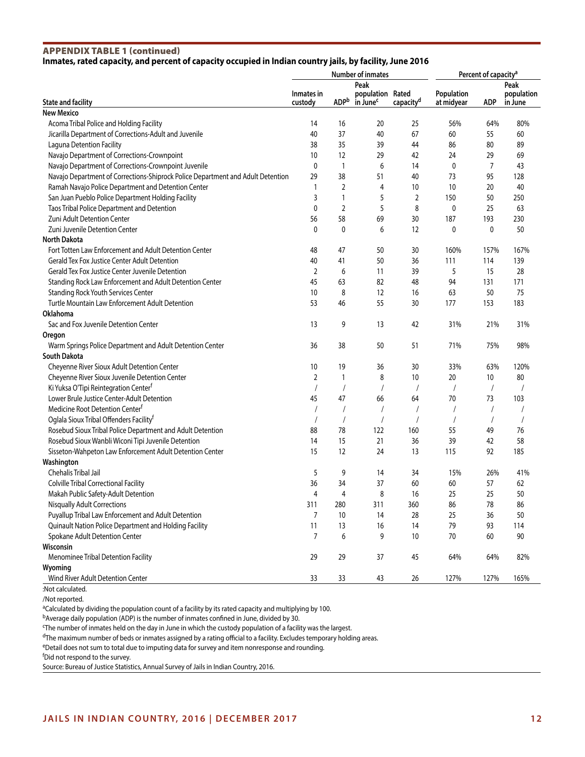**APPENDIX TABLE 1 (continued)**

**Inmates, rated capacity, and percent of capacity occupied in Indian country jails, by facility, June 2016**

| | Number of inmates | | | | Percent of capacity[a] | | |
|---|---|---|---|---|---|---|---|
| State and facility | Inmates in custody | ADP[b] | Peak population in June[c] | Rated capacity[d] | Population at midyear | ADP | Peak population in June |
| **New Mexico** | | | | | | | |
| Acoma Tribal Police and Holding Facility | 14 | 16 | 20 | 25 | 56% | 64% | 80% |
| Jicarilla Department of Corrections-Adult and Juvenile | 40 | 37 | 40 | 67 | 60 | 55 | 60 |
| Laguna Detention Facility | 38 | 35 | 39 | 44 | 86 | 80 | 89 |
| Navajo Department of Corrections-Crownpoint | 10 | 12 | 29 | 42 | 24 | 29 | 69 |
| Navajo Department of Corrections-Crownpoint Juvenile | 0 | 1 | 6 | 14 | 0 | 7 | 43 |
| Navajo Department of Corrections-Shiprock Police Department and Adult Detention | 29 | 38 | 51 | 40 | 73 | 95 | 128 |
| Ramah Navajo Police Department and Detention Center | 1 | 2 | 4 | 10 | 10 | 20 | 40 |
| San Juan Pueblo Police Department Holding Facility | 3 | 1 | 5 | 2 | 150 | 50 | 250 |
| Taos Tribal Police Department and Detention | 0 | 2 | 5 | 8 | 0 | 25 | 63 |
| Zuni Adult Detention Center | 56 | 58 | 69 | 30 | 187 | 193 | 230 |
| Zuni Juvenile Detention Center | 0 | 0 | 6 | 12 | 0 | 0 | 50 |
| **North Dakota** | | | | | | | |
| Fort Totten Law Enforcement and Adult Detention Center | 48 | 47 | 50 | 30 | 160% | 157% | 167% |
| Gerald Tex Fox Justice Center Adult Detention | 40 | 41 | 50 | 36 | 111 | 114 | 139 |
| Gerald Tex Fox Justice Center Juvenile Detention | 2 | 6 | 11 | 39 | 5 | 15 | 28 |
| Standing Rock Law Enforcement and Adult Detention Center | 45 | 63 | 82 | 48 | 94 | 131 | 171 |
| Standing Rock Youth Services Center | 10 | 8 | 12 | 16 | 63 | 50 | 75 |
| Turtle Mountain Law Enforcement Adult Detention | 53 | 46 | 55 | 30 | 177 | 153 | 183 |
| **Oklahoma** | | | | | | | |
| Sac and Fox Juvenile Detention Center | 13 | 9 | 13 | 42 | 31% | 21% | 31% |
| **Oregon** | | | | | | | |
| Warm Springs Police Department and Adult Detention Center | 36 | 38 | 50 | 51 | 71% | 75% | 98% |
| **South Dakota** | | | | | | | |
| Cheyenne River Sioux Adult Detention Center | 10 | 19 | 36 | 30 | 33% | 63% | 120% |
| Cheyenne River Sioux Juvenile Detention Center | 2 | 1 | 8 | 10 | 20 | 10 | 80 |
| Ki Yuksa O'Tipi Reintegration Center[f] | / | / | / | / | / | / | / |
| Lower Brule Justice Center-Adult Detention | 45 | 47 | 66 | 64 | 70 | 73 | 103 |
| Medicine Root Detention Center[f] | / | / | / | / | / | / | / |
| Oglala Sioux Tribal Offenders Facility[f] | / | / | / | / | / | / | / |
| Rosebud Sioux Tribal Police Department and Adult Detention | 88 | 78 | 122 | 160 | 55 | 49 | 76 |
| Rosebud Sioux Wanbli Wiconi Tipi Juvenile Detention | 14 | 15 | 21 | 36 | 39 | 42 | 58 |
| Sisseton-Wahpeton Law Enforcement Adult Detention Center | 15 | 12 | 24 | 13 | 115 | 92 | 185 |
| **Washington** | | | | | | | |
| Chehalis Tribal Jail | 5 | 9 | 14 | 34 | 15% | 26% | 41% |
| Colville Tribal Correctional Facility | 36 | 34 | 37 | 60 | 60 | 57 | 62 |
| Makah Public Safety-Adult Detention | 4 | 4 | 8 | 16 | 25 | 25 | 50 |
| Nisqually Adult Corrections | 311 | 280 | 311 | 360 | 86 | 78 | 86 |
| Puyallup Tribal Law Enforcement and Adult Detention | 7 | 10 | 14 | 28 | 25 | 36 | 50 |
| Quinault Nation Police Department and Holding Facility | 11 | 13 | 16 | 14 | 79 | 93 | 114 |
| Spokane Adult Detention Center | 7 | 6 | 9 | 10 | 70 | 60 | 90 |
| **Wisconsin** | | | | | | | |
| Menominee Tribal Detention Facility | 29 | 29 | 37 | 45 | 64% | 64% | 82% |
| **Wyoming** | | | | | | | |
| Wind River Adult Detention Center | 33 | 33 | 43 | 26 | 127% | 127% | 165% |

:Not calculated.
/Not reported.
[a]Calculated by dividing the population count of a facility by its rated capacity and multiplying by 100.
[b]Average daily population (ADP) is the number of inmates confined in June, divided by 30.
[c]The number of inmates held on the day in June in which the custody population of a facility was the largest.
[d]The maximum number of beds or inmates assigned by a rating official to a facility. Excludes temporary holding areas.
[e]Detail does not sum to total due to imputing data for survey and item nonresponse and rounding.
[f]Did not respond to the survey.
Source: Bureau of Justice Statistics, Annual Survey of Jails in Indian Country, 2016.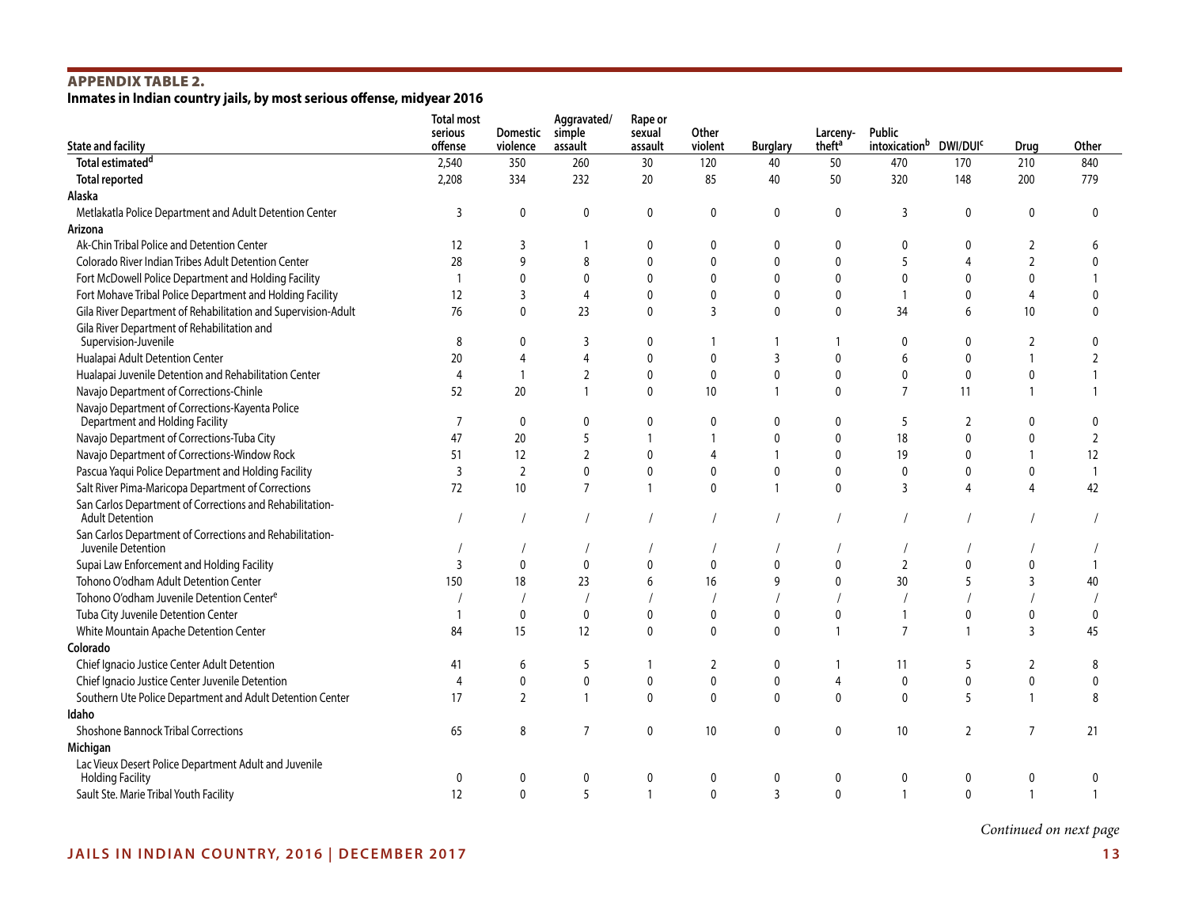## APPENDIX TABLE 2.

**Inmates in Indian country jails, by most serious offense, midyear 2016**

| State and facility | Total most serious offense | Domestic violence | Aggravated/ simple assault | Rape or sexual assault | Other violent | Burglary | Larceny-theft[a] | Public intoxication[b] | DWI/DUI[c] | Drug | Other |
|---|---|---|---|---|---|---|---|---|---|---|---|
| **Total estimated[d]** | 2,540 | 350 | 260 | 30 | 120 | 40 | 50 | 470 | 170 | 210 | 840 |
| **Total reported** | 2,208 | 334 | 232 | 20 | 85 | 40 | 50 | 320 | 148 | 200 | 779 |
| **Alaska** | | | | | | | | | | | |
| Metlakatla Police Department and Adult Detention Center | 3 | 0 | 0 | 0 | 0 | 0 | 0 | 3 | 0 | 0 | 0 |
| **Arizona** | | | | | | | | | | | |
| Ak-Chin Tribal Police and Detention Center | 12 | 3 | 1 | 0 | 0 | 0 | 0 | 0 | 0 | 2 | 6 |
| Colorado River Indian Tribes Adult Detention Center | 28 | 9 | 8 | 0 | 0 | 0 | 0 | 5 | 4 | 2 | 0 |
| Fort McDowell Police Department and Holding Facility | 1 | 0 | 0 | 0 | 0 | 0 | 0 | 0 | 0 | 0 | 1 |
| Fort Mohave Tribal Police Department and Holding Facility | 12 | 3 | 4 | 0 | 0 | 0 | 0 | 1 | 0 | 4 | 0 |
| Gila River Department of Rehabilitation and Supervision-Adult | 76 | 0 | 23 | 0 | 3 | 0 | 0 | 34 | 6 | 10 | 0 |
| Gila River Department of Rehabilitation and Supervision-Juvenile | 8 | 0 | 3 | 0 | 1 | 1 | 1 | 0 | 0 | 2 | 0 |
| Hualapai Adult Detention Center | 20 | 4 | 4 | 0 | 0 | 3 | 0 | 6 | 0 | 1 | 2 |
| Hualapai Juvenile Detention and Rehabilitation Center | 4 | 1 | 2 | 0 | 0 | 0 | 0 | 0 | 0 | 0 | 1 |
| Navajo Department of Corrections-Chinle | 52 | 20 | 1 | 0 | 10 | 1 | 0 | 7 | 11 | 1 | 1 |
| Navajo Department of Corrections-Kayenta Police Department and Holding Facility | 7 | 0 | 0 | 0 | 0 | 0 | 0 | 5 | 2 | 0 | 0 |
| Navajo Department of Corrections-Tuba City | 47 | 20 | 5 | 1 | 1 | 0 | 0 | 18 | 0 | 0 | 2 |
| Navajo Department of Corrections-Window Rock | 51 | 12 | 2 | 0 | 4 | 1 | 0 | 19 | 0 | 1 | 12 |
| Pascua Yaqui Police Department and Holding Facility | 3 | 2 | 0 | 0 | 0 | 0 | 0 | 0 | 0 | 0 | 1 |
| Salt River Pima-Maricopa Department of Corrections | 72 | 10 | 7 | 1 | 0 | 1 | 0 | 3 | 4 | 4 | 42 |
| San Carlos Department of Corrections and Rehabilitation-Adult Detention | / | / | / | / | / | / | / | / | / | / | / |
| San Carlos Department of Corrections and Rehabilitation-Juvenile Detention | / | / | / | / | / | / | / | / | / | / | / |
| Supai Law Enforcement and Holding Facility | 3 | 0 | 0 | 0 | 0 | 0 | 0 | 2 | 0 | 0 | 1 |
| Tohono O'odham Adult Detention Center | 150 | 18 | 23 | 6 | 16 | 9 | 0 | 30 | 5 | 3 | 40 |
| Tohono O'odham Juvenile Detention Center[e] | / | / | / | / | / | / | / | / | / | / | / |
| Tuba City Juvenile Detention Center | 1 | 0 | 0 | 0 | 0 | 0 | 0 | 1 | 0 | 0 | 0 |
| White Mountain Apache Detention Center | 84 | 15 | 12 | 0 | 0 | 0 | 1 | 7 | 1 | 3 | 45 |
| **Colorado** | | | | | | | | | | | |
| Chief Ignacio Justice Center Adult Detention | 41 | 6 | 5 | 1 | 2 | 0 | 1 | 11 | 5 | 2 | 8 |
| Chief Ignacio Justice Center Juvenile Detention | 4 | 0 | 0 | 0 | 0 | 0 | 4 | 0 | 0 | 0 | 0 |
| Southern Ute Police Department and Adult Detention Center | 17 | 2 | 1 | 0 | 0 | 0 | 0 | 0 | 5 | 1 | 8 |
| **Idaho** | | | | | | | | | | | |
| Shoshone Bannock Tribal Corrections | 65 | 8 | 7 | 0 | 10 | 0 | 0 | 10 | 2 | 7 | 21 |
| **Michigan** | | | | | | | | | | | |
| Lac Vieux Desert Police Department Adult and Juvenile Holding Facility | 0 | 0 | 0 | 0 | 0 | 0 | 0 | 0 | 0 | 0 | 0 |
| Sault Ste. Marie Tribal Youth Facility | 12 | 0 | 5 | 1 | 0 | 3 | 0 | 1 | 0 | 1 | 1 |

*Continued on next page*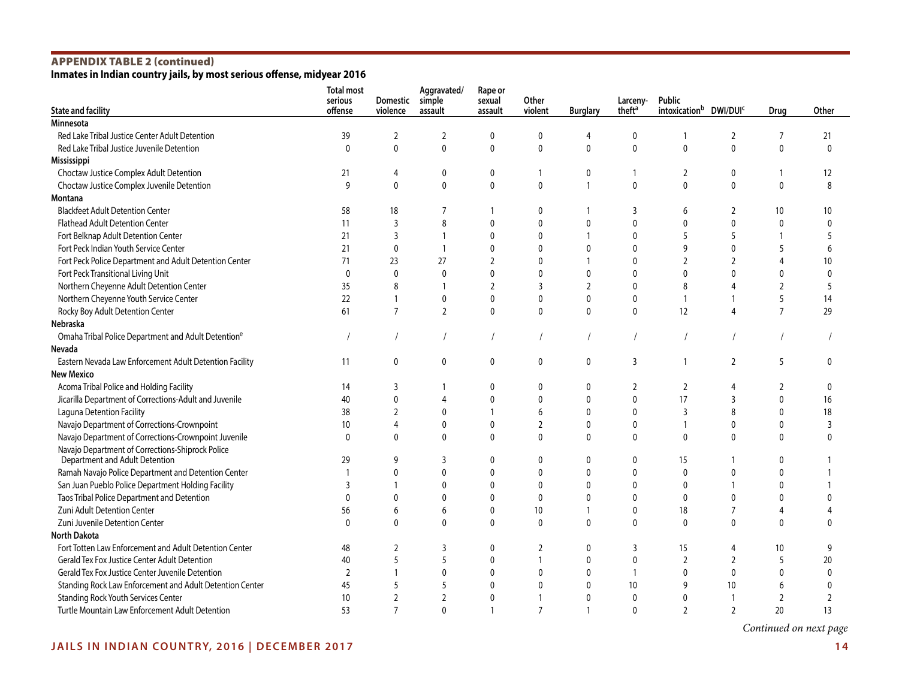## APPENDIX TABLE 2 (continued)

**Inmates in Indian country jails, by most serious offense, midyear 2016**

| State and facility | Total most serious offense | Domestic violence | Aggravated/ simple assault | Rape or sexual assault | Other violent | Burglary | Larceny-theft[a] | Public intoxication[b] | DWI/DUI[c] | Drug | Other |
|---|---|---|---|---|---|---|---|---|---|---|---|
| **Minnesota** | | | | | | | | | | | |
| Red Lake Tribal Justice Center Adult Detention | 39 | 2 | 2 | 0 | 0 | 4 | 0 | 1 | 2 | 7 | 21 |
| Red Lake Tribal Justice Juvenile Detention | 0 | 0 | 0 | 0 | 0 | 0 | 0 | 0 | 0 | 0 | 0 |
| **Mississippi** | | | | | | | | | | | |
| Choctaw Justice Complex Adult Detention | 21 | 4 | 0 | 0 | 1 | 0 | 1 | 2 | 0 | 1 | 12 |
| Choctaw Justice Complex Juvenile Detention | 9 | 0 | 0 | 0 | 0 | 1 | 0 | 0 | 0 | 0 | 8 |
| **Montana** | | | | | | | | | | | |
| Blackfeet Adult Detention Center | 58 | 18 | 7 | 1 | 0 | 1 | 3 | 6 | 2 | 10 | 10 |
| Flathead Adult Detention Center | 11 | 3 | 8 | 0 | 0 | 0 | 0 | 0 | 0 | 0 | 0 |
| Fort Belknap Adult Detention Center | 21 | 3 | 1 | 0 | 0 | 1 | 0 | 5 | 5 | 1 | 5 |
| Fort Peck Indian Youth Service Center | 21 | 0 | 1 | 0 | 0 | 0 | 0 | 9 | 0 | 5 | 6 |
| Fort Peck Police Department and Adult Detention Center | 71 | 23 | 27 | 2 | 0 | 1 | 0 | 2 | 2 | 4 | 10 |
| Fort Peck Transitional Living Unit | 0 | 0 | 0 | 0 | 0 | 0 | 0 | 0 | 0 | 0 | 0 |
| Northern Cheyenne Adult Detention Center | 35 | 8 | 1 | 2 | 3 | 2 | 0 | 8 | 4 | 2 | 5 |
| Northern Cheyenne Youth Service Center | 22 | 1 | 0 | 0 | 0 | 0 | 0 | 1 | 1 | 5 | 14 |
| Rocky Boy Adult Detention Center | 61 | 7 | 2 | 0 | 0 | 0 | 0 | 12 | 4 | 7 | 29 |
| **Nebraska** | | | | | | | | | | | |
| Omaha Tribal Police Department and Adult Detention[e] | / | / | / | / | / | / | / | / | / | / | / |
| **Nevada** | | | | | | | | | | | |
| Eastern Nevada Law Enforcement Adult Detention Facility | 11 | 0 | 0 | 0 | 0 | 0 | 3 | 1 | 2 | 5 | 0 |
| **New Mexico** | | | | | | | | | | | |
| Acoma Tribal Police and Holding Facility | 14 | 3 | 1 | 0 | 0 | 0 | 2 | 2 | 4 | 2 | 0 |
| Jicarilla Department of Corrections-Adult and Juvenile | 40 | 0 | 4 | 0 | 0 | 0 | 0 | 17 | 3 | 0 | 16 |
| Laguna Detention Facility | 38 | 2 | 0 | 1 | 6 | 0 | 0 | 3 | 8 | 0 | 18 |
| Navajo Department of Corrections-Crownpoint | 10 | 4 | 0 | 0 | 2 | 0 | 0 | 1 | 0 | 0 | 3 |
| Navajo Department of Corrections-Crownpoint Juvenile | 0 | 0 | 0 | 0 | 0 | 0 | 0 | 0 | 0 | 0 | 0 |
| Navajo Department of Corrections-Shiprock Police Department and Adult Detention | 29 | 9 | 3 | 0 | 0 | 0 | 0 | 15 | 1 | 0 | 1 |
| Ramah Navajo Police Department and Detention Center | 1 | 0 | 0 | 0 | 0 | 0 | 0 | 0 | 0 | 0 | 1 |
| San Juan Pueblo Police Department Holding Facility | 3 | 1 | 0 | 0 | 0 | 0 | 0 | 0 | 1 | 0 | 1 |
| Taos Tribal Police Department and Detention | 0 | 0 | 0 | 0 | 0 | 0 | 0 | 0 | 0 | 0 | 0 |
| Zuni Adult Detention Center | 56 | 6 | 6 | 0 | 10 | 1 | 0 | 18 | 7 | 4 | 4 |
| Zuni Juvenile Detention Center | 0 | 0 | 0 | 0 | 0 | 0 | 0 | 0 | 0 | 0 | 0 |
| **North Dakota** | | | | | | | | | | | |
| Fort Totten Law Enforcement and Adult Detention Center | 48 | 2 | 3 | 0 | 2 | 0 | 3 | 15 | 4 | 10 | 9 |
| Gerald Tex Fox Justice Center Adult Detention | 40 | 5 | 5 | 0 | 1 | 0 | 0 | 2 | 2 | 5 | 20 |
| Gerald Tex Fox Justice Center Juvenile Detention | 2 | 1 | 0 | 0 | 0 | 0 | 1 | 0 | 0 | 0 | 0 |
| Standing Rock Law Enforcement and Adult Detention Center | 45 | 5 | 5 | 0 | 0 | 0 | 10 | 9 | 10 | 6 | 0 |
| Standing Rock Youth Services Center | 10 | 2 | 2 | 0 | 1 | 0 | 0 | 0 | 1 | 2 | 2 |
| Turtle Mountain Law Enforcement Adult Detention | 53 | 7 | 0 | 1 | 7 | 1 | 0 | 2 | 2 | 20 | 13 |

*Continued on next page*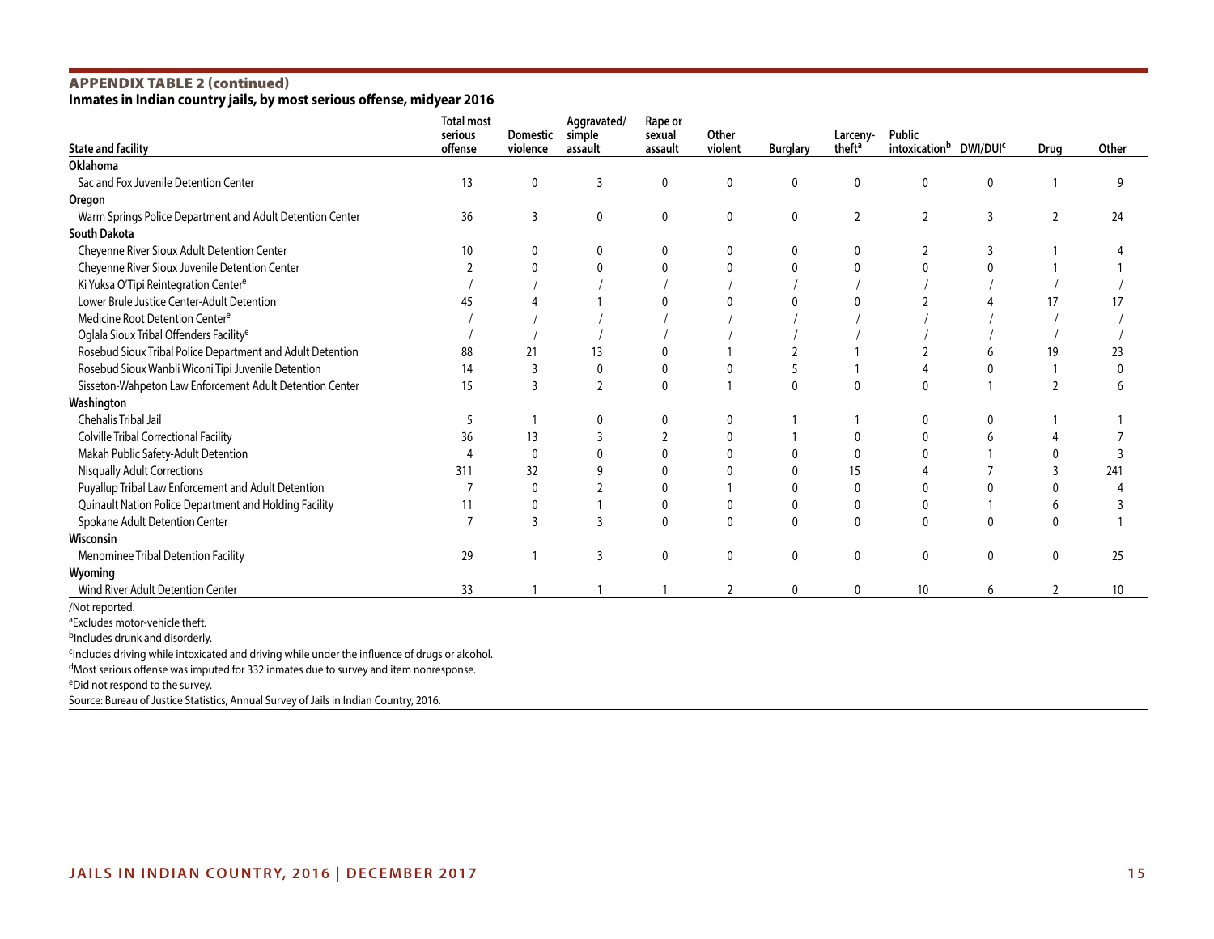## APPENDIX TABLE 2 (continued)

**Inmates in Indian country jails, by most serious offense, midyear 2016**

| State and facility | Total most serious offense | Domestic violence | Aggravated/ simple assault | Rape or sexual assault | Other violent | Burglary | Larceny-theft[a] | Public intoxication[b] | DWI/DUI[c] | Drug | Other |
|---|---|---|---|---|---|---|---|---|---|---|---|
| **Oklahoma** | | | | | | | | | | | |
| Sac and Fox Juvenile Detention Center | 13 | 0 | 3 | 0 | 0 | 0 | 0 | 0 | 0 | 1 | 9 |
| **Oregon** | | | | | | | | | | | |
| Warm Springs Police Department and Adult Detention Center | 36 | 3 | 0 | 0 | 0 | 0 | 2 | 2 | 3 | 2 | 24 |
| **South Dakota** | | | | | | | | | | | |
| Cheyenne River Sioux Adult Detention Center | 10 | 0 | 0 | 0 | 0 | 0 | 0 | 2 | 3 | 1 | 4 |
| Cheyenne River Sioux Juvenile Detention Center | 2 | 0 | 0 | 0 | 0 | 0 | 0 | 0 | 0 | 1 | 1 |
| Ki Yuksa O'Tipi Reintegration Center[e] | / | / | / | / | / | / | / | / | / | / | / |
| Lower Brule Justice Center-Adult Detention | 45 | 4 | 1 | 0 | 0 | 0 | 0 | 2 | 4 | 17 | 17 |
| Medicine Root Detention Center[e] | / | / | / | / | / | / | / | / | / | / | / |
| Oglala Sioux Tribal Offenders Facility[e] | / | / | / | / | / | / | / | / | / | / | / |
| Rosebud Sioux Tribal Police Department and Adult Detention | 88 | 21 | 13 | 0 | 1 | 2 | 1 | 2 | 6 | 19 | 23 |
| Rosebud Sioux Wanbli Wiconi Tipi Juvenile Detention | 14 | 3 | 0 | 0 | 0 | 5 | 1 | 4 | 0 | 1 | 0 |
| Sisseton-Wahpeton Law Enforcement Adult Detention Center | 15 | 3 | 2 | 0 | 1 | 0 | 0 | 0 | 1 | 2 | 6 |
| **Washington** | | | | | | | | | | | |
| Chehalis Tribal Jail | 5 | 1 | 0 | 0 | 0 | 1 | 1 | 0 | 0 | 1 | 1 |
| Colville Tribal Correctional Facility | 36 | 13 | 3 | 2 | 0 | 1 | 0 | 0 | 6 | 4 | 7 |
| Makah Public Safety-Adult Detention | 4 | 0 | 0 | 0 | 0 | 0 | 0 | 0 | 1 | 0 | 3 |
| Nisqually Adult Corrections | 311 | 32 | 9 | 0 | 0 | 0 | 15 | 4 | 7 | 3 | 241 |
| Puyallup Tribal Law Enforcement and Adult Detention | 7 | 0 | 2 | 0 | 1 | 0 | 0 | 0 | 0 | 0 | 4 |
| Quinault Nation Police Department and Holding Facility | 11 | 0 | 1 | 0 | 0 | 0 | 0 | 0 | 1 | 6 | 3 |
| Spokane Adult Detention Center | 7 | 3 | 3 | 0 | 0 | 0 | 0 | 0 | 0 | 0 | 1 |
| **Wisconsin** | | | | | | | | | | | |
| Menominee Tribal Detention Facility | 29 | 1 | 3 | 0 | 0 | 0 | 0 | 0 | 0 | 0 | 25 |
| **Wyoming** | | | | | | | | | | | |
| Wind River Adult Detention Center | 33 | 1 | 1 | 1 | 2 | 0 | 0 | 10 | 6 | 2 | 10 |

/Not reported.

[a]Excludes motor-vehicle theft.

[b]Includes drunk and disorderly.

[c]Includes driving while intoxicated and driving while under the influence of drugs or alcohol.

[d]Most serious offense was imputed for 332 inmates due to survey and item nonresponse.

[e]Did not respond to the survey.

Source: Bureau of Justice Statistics, Annual Survey of Jails in Indian Country, 2016.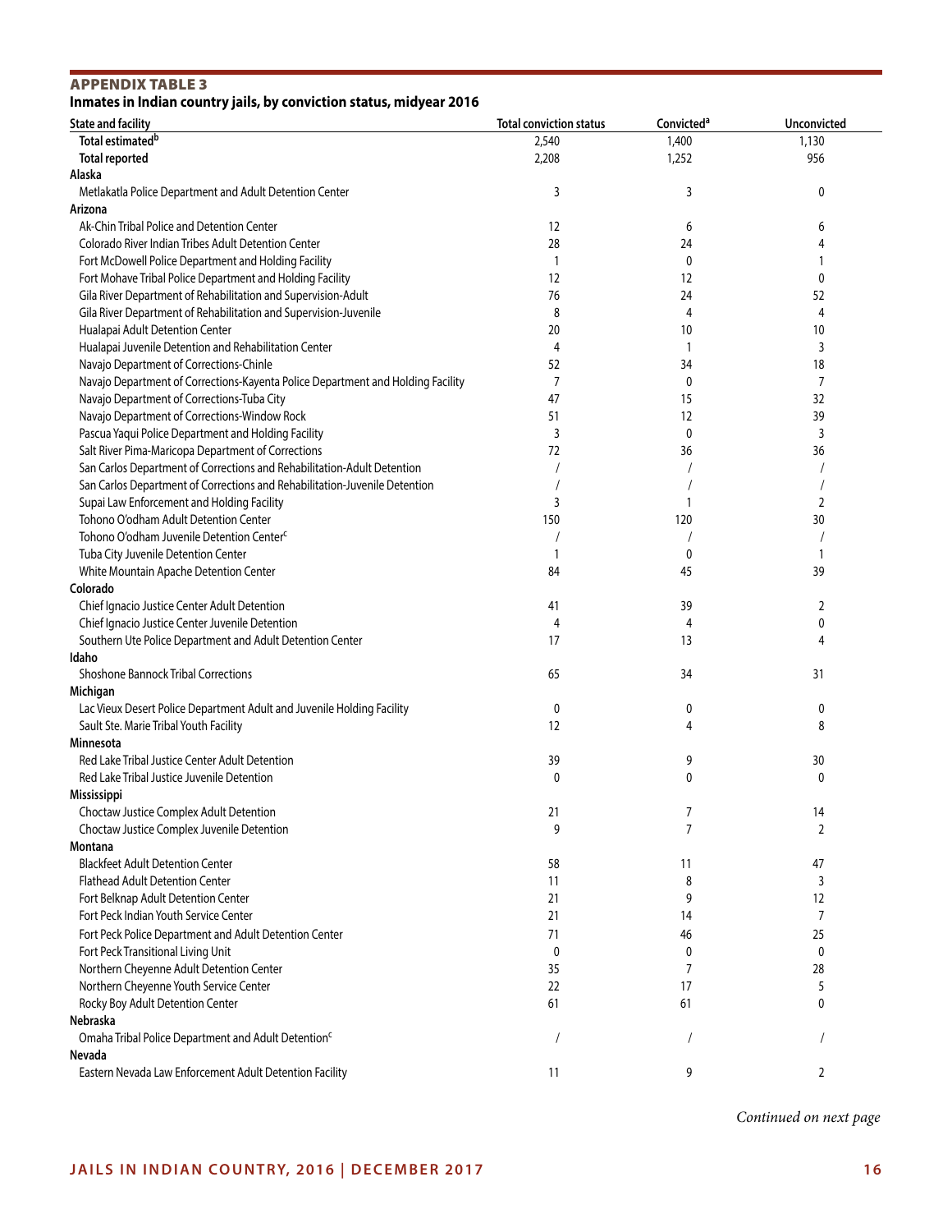## APPENDIX TABLE 3

**Inmates in Indian country jails, by conviction status, midyear 2016**

| State and facility | Total conviction status | Convicted[a] | Unconvicted |
|---|---|---|---|
| **Total estimated[b]** | 2,540 | 1,400 | 1,130 |
| **Total reported** | 2,208 | 1,252 | 956 |
| **Alaska** | | | |
| Metlakatla Police Department and Adult Detention Center | 3 | 3 | 0 |
| **Arizona** | | | |
| Ak-Chin Tribal Police and Detention Center | 12 | 6 | 6 |
| Colorado River Indian Tribes Adult Detention Center | 28 | 24 | 4 |
| Fort McDowell Police Department and Holding Facility | 1 | 0 | 1 |
| Fort Mohave Tribal Police Department and Holding Facility | 12 | 12 | 0 |
| Gila River Department of Rehabilitation and Supervision-Adult | 76 | 24 | 52 |
| Gila River Department of Rehabilitation and Supervision-Juvenile | 8 | 4 | 4 |
| Hualapai Adult Detention Center | 20 | 10 | 10 |
| Hualapai Juvenile Detention and Rehabilitation Center | 4 | 1 | 3 |
| Navajo Department of Corrections-Chinle | 52 | 34 | 18 |
| Navajo Department of Corrections-Kayenta Police Department and Holding Facility | 7 | 0 | 7 |
| Navajo Department of Corrections-Tuba City | 47 | 15 | 32 |
| Navajo Department of Corrections-Window Rock | 51 | 12 | 39 |
| Pascua Yaqui Police Department and Holding Facility | 3 | 0 | 3 |
| Salt River Pima-Maricopa Department of Corrections | 72 | 36 | 36 |
| San Carlos Department of Corrections and Rehabilitation-Adult Detention | / | / | / |
| San Carlos Department of Corrections and Rehabilitation-Juvenile Detention | / | / | / |
| Supai Law Enforcement and Holding Facility | 3 | 1 | 2 |
| Tohono O'odham Adult Detention Center | 150 | 120 | 30 |
| Tohono O'odham Juvenile Detention Center[c] | / | / | / |
| Tuba City Juvenile Detention Center | 1 | 0 | 1 |
| White Mountain Apache Detention Center | 84 | 45 | 39 |
| **Colorado** | | | |
| Chief Ignacio Justice Center Adult Detention | 41 | 39 | 2 |
| Chief Ignacio Justice Center Juvenile Detention | 4 | 4 | 0 |
| Southern Ute Police Department and Adult Detention Center | 17 | 13 | 4 |
| **Idaho** | | | |
| Shoshone Bannock Tribal Corrections | 65 | 34 | 31 |
| **Michigan** | | | |
| Lac Vieux Desert Police Department Adult and Juvenile Holding Facility | 0 | 0 | 0 |
| Sault Ste. Marie Tribal Youth Facility | 12 | 4 | 8 |
| **Minnesota** | | | |
| Red Lake Tribal Justice Center Adult Detention | 39 | 9 | 30 |
| Red Lake Tribal Justice Juvenile Detention | 0 | 0 | 0 |
| **Mississippi** | | | |
| Choctaw Justice Complex Adult Detention | 21 | 7 | 14 |
| Choctaw Justice Complex Juvenile Detention | 9 | 7 | 2 |
| **Montana** | | | |
| Blackfeet Adult Detention Center | 58 | 11 | 47 |
| Flathead Adult Detention Center | 11 | 8 | 3 |
| Fort Belknap Adult Detention Center | 21 | 9 | 12 |
| Fort Peck Indian Youth Service Center | 21 | 14 | 7 |
| Fort Peck Police Department and Adult Detention Center | 71 | 46 | 25 |
| Fort Peck Transitional Living Unit | 0 | 0 | 0 |
| Northern Cheyenne Adult Detention Center | 35 | 7 | 28 |
| Northern Cheyenne Youth Service Center | 22 | 17 | 5 |
| Rocky Boy Adult Detention Center | 61 | 61 | 0 |
| **Nebraska** | | | |
| Omaha Tribal Police Department and Adult Detention[c] | / | / | / |
| **Nevada** | | | |
| Eastern Nevada Law Enforcement Adult Detention Facility | 11 | 9 | 2 |

*Continued on next page*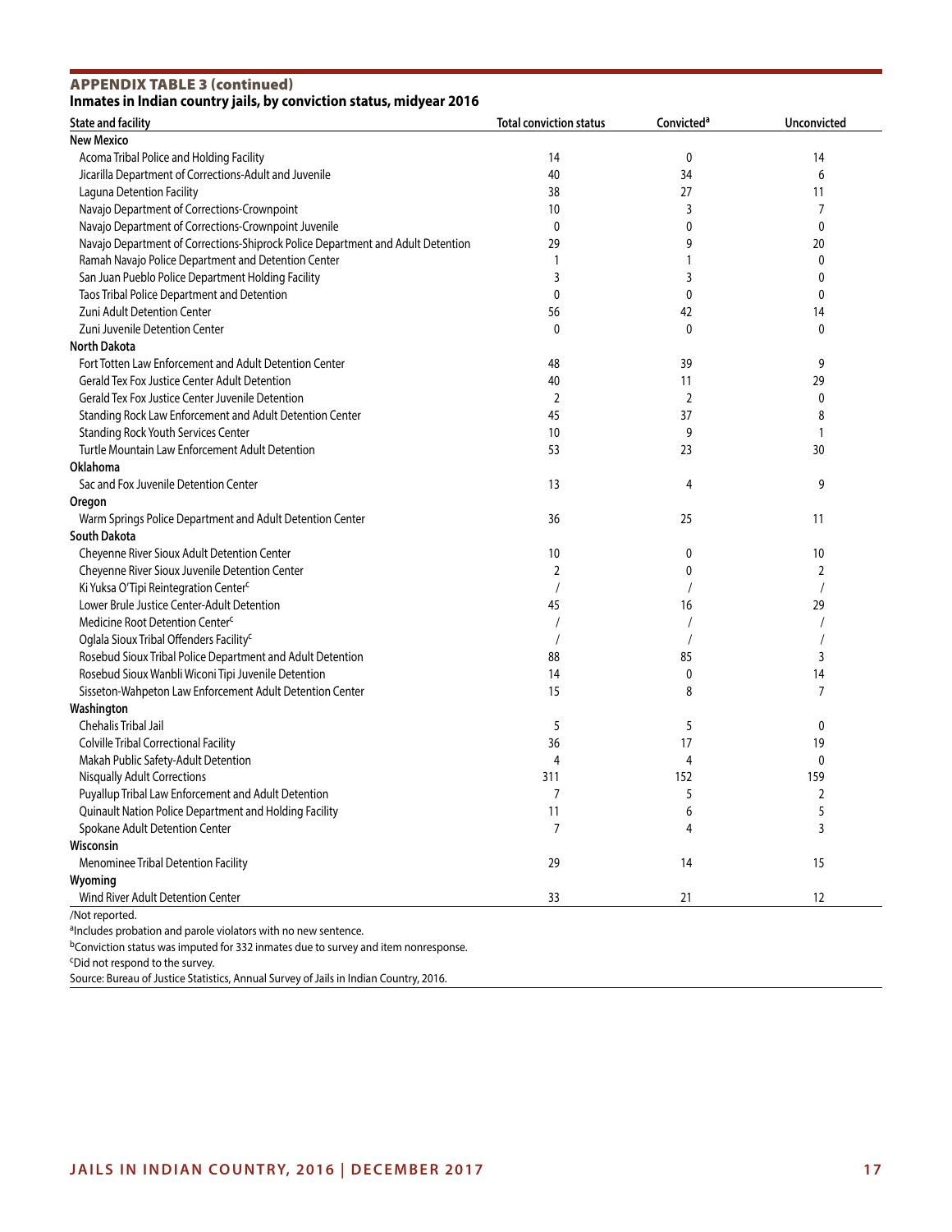## APPENDIX TABLE 3 (continued)

**Inmates in Indian country jails, by conviction status, midyear 2016**

| State and facility | Total conviction status | Convicted[a] | Unconvicted |
|---|---|---|---|
| **New Mexico** | | | |
| Acoma Tribal Police and Holding Facility | 14 | 0 | 14 |
| Jicarilla Department of Corrections-Adult and Juvenile | 40 | 34 | 6 |
| Laguna Detention Facility | 38 | 27 | 11 |
| Navajo Department of Corrections-Crownpoint | 10 | 3 | 7 |
| Navajo Department of Corrections-Crownpoint Juvenile | 0 | 0 | 0 |
| Navajo Department of Corrections-Shiprock Police Department and Adult Detention | 29 | 9 | 20 |
| Ramah Navajo Police Department and Detention Center | 1 | 1 | 0 |
| San Juan Pueblo Police Department Holding Facility | 3 | 3 | 0 |
| Taos Tribal Police Department and Detention | 0 | 0 | 0 |
| Zuni Adult Detention Center | 56 | 42 | 14 |
| Zuni Juvenile Detention Center | 0 | 0 | 0 |
| **North Dakota** | | | |
| Fort Totten Law Enforcement and Adult Detention Center | 48 | 39 | 9 |
| Gerald Tex Fox Justice Center Adult Detention | 40 | 11 | 29 |
| Gerald Tex Fox Justice Center Juvenile Detention | 2 | 2 | 0 |
| Standing Rock Law Enforcement and Adult Detention Center | 45 | 37 | 8 |
| Standing Rock Youth Services Center | 10 | 9 | 1 |
| Turtle Mountain Law Enforcement Adult Detention | 53 | 23 | 30 |
| **Oklahoma** | | | |
| Sac and Fox Juvenile Detention Center | 13 | 4 | 9 |
| **Oregon** | | | |
| Warm Springs Police Department and Adult Detention Center | 36 | 25 | 11 |
| **South Dakota** | | | |
| Cheyenne River Sioux Adult Detention Center | 10 | 0 | 10 |
| Cheyenne River Sioux Juvenile Detention Center | 2 | 0 | 2 |
| Ki Yuksa O'Tipi Reintegration Center[c] | / | / | / |
| Lower Brule Justice Center-Adult Detention | 45 | 16 | 29 |
| Medicine Root Detention Center[c] | / | / | / |
| Oglala Sioux Tribal Offenders Facility[c] | / | / | / |
| Rosebud Sioux Tribal Police Department and Adult Detention | 88 | 85 | 3 |
| Rosebud Sioux Wanbli Wiconi Tipi Juvenile Detention | 14 | 0 | 14 |
| Sisseton-Wahpeton Law Enforcement Adult Detention Center | 15 | 8 | 7 |
| **Washington** | | | |
| Chehalis Tribal Jail | 5 | 5 | 0 |
| Colville Tribal Correctional Facility | 36 | 17 | 19 |
| Makah Public Safety-Adult Detention | 4 | 4 | 0 |
| Nisqually Adult Corrections | 311 | 152 | 159 |
| Puyallup Tribal Law Enforcement and Adult Detention | 7 | 5 | 2 |
| Quinault Nation Police Department and Holding Facility | 11 | 6 | 5 |
| Spokane Adult Detention Center | 7 | 4 | 3 |
| **Wisconsin** | | | |
| Menominee Tribal Detention Facility | 29 | 14 | 15 |
| **Wyoming** | | | |
| Wind River Adult Detention Center | 33 | 21 | 12 |

/Not reported.

[a]Includes probation and parole violators with no new sentence.

[b]Conviction status was imputed for 332 inmates due to survey and item nonresponse.

[c]Did not respond to the survey.

Source: Bureau of Justice Statistics, Annual Survey of Jails in Indian Country, 2016.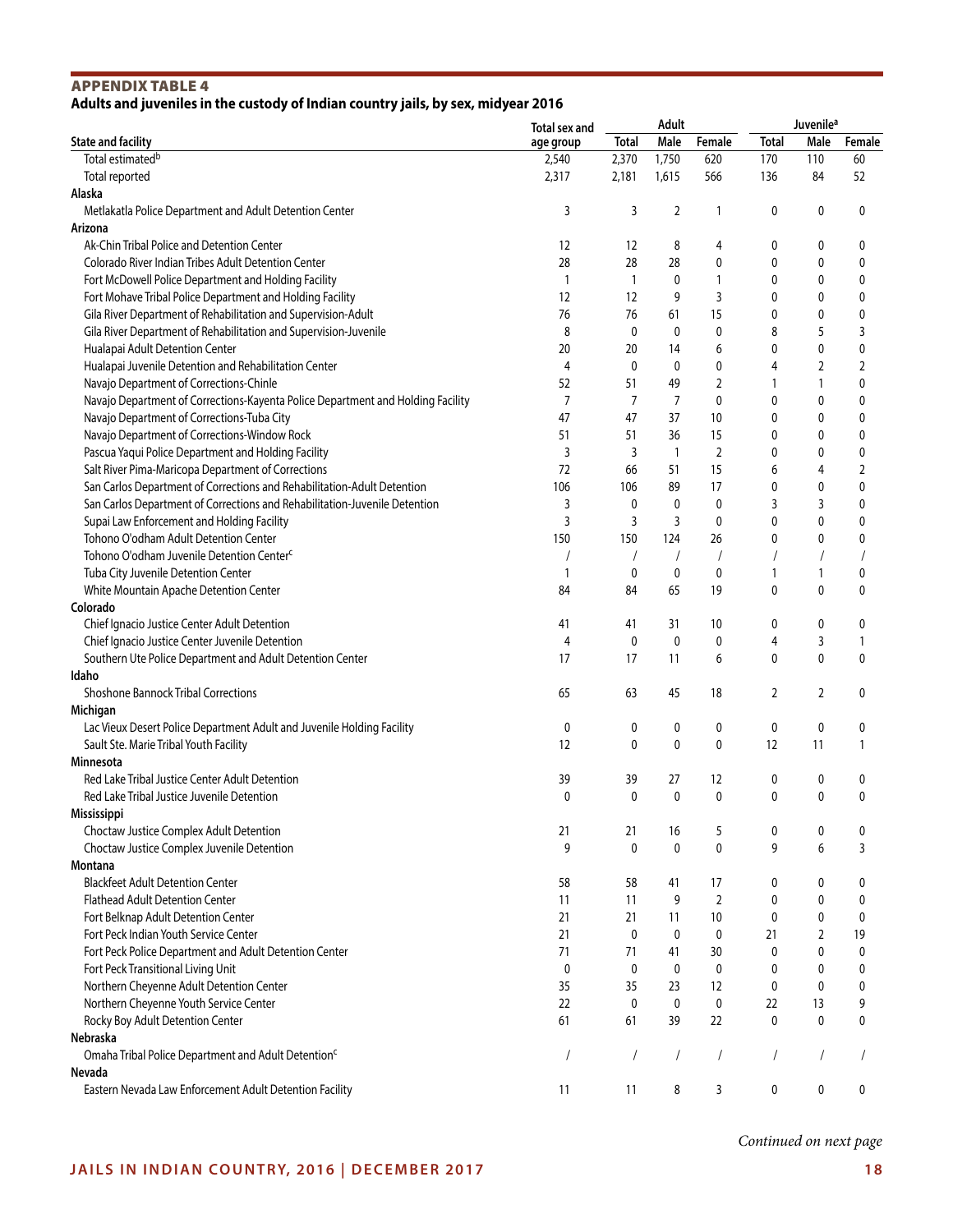## APPENDIX TABLE 4

**Adults and juveniles in the custody of Indian country jails, by sex, midyear 2016**

| State and facility | Total sex and age group | Adult | | | Juvenile[a] | | |
|---|---|---|---|---|---|---|---|
| | | Total | Male | Female | Total | Male | Female |
| Total estimated[b] | 2,540 | 2,370 | 1,750 | 620 | 170 | 110 | 60 |
| Total reported | 2,317 | 2,181 | 1,615 | 566 | 136 | 84 | 52 |
| **Alaska** | | | | | | | |
| Metlakatla Police Department and Adult Detention Center | 3 | 3 | 2 | 1 | 0 | 0 | 0 |
| **Arizona** | | | | | | | |
| Ak-Chin Tribal Police and Detention Center | 12 | 12 | 8 | 4 | 0 | 0 | 0 |
| Colorado River Indian Tribes Adult Detention Center | 28 | 28 | 28 | 0 | 0 | 0 | 0 |
| Fort McDowell Police Department and Holding Facility | 1 | 1 | 0 | 1 | 0 | 0 | 0 |
| Fort Mohave Tribal Police Department and Holding Facility | 12 | 12 | 9 | 3 | 0 | 0 | 0 |
| Gila River Department of Rehabilitation and Supervision-Adult | 76 | 76 | 61 | 15 | 0 | 0 | 0 |
| Gila River Department of Rehabilitation and Supervision-Juvenile | 8 | 0 | 0 | 0 | 8 | 5 | 3 |
| Hualapai Adult Detention Center | 20 | 20 | 14 | 6 | 0 | 0 | 0 |
| Hualapai Juvenile Detention and Rehabilitation Center | 4 | 0 | 0 | 0 | 4 | 2 | 2 |
| Navajo Department of Corrections-Chinle | 52 | 51 | 49 | 2 | 1 | 1 | 0 |
| Navajo Department of Corrections-Kayenta Police Department and Holding Facility | 7 | 7 | 7 | 0 | 0 | 0 | 0 |
| Navajo Department of Corrections-Tuba City | 47 | 47 | 37 | 10 | 0 | 0 | 0 |
| Navajo Department of Corrections-Window Rock | 51 | 51 | 36 | 15 | 0 | 0 | 0 |
| Pascua Yaqui Police Department and Holding Facility | 3 | 3 | 1 | 2 | 0 | 0 | 0 |
| Salt River Pima-Maricopa Department of Corrections | 72 | 66 | 51 | 15 | 6 | 4 | 2 |
| San Carlos Department of Corrections and Rehabilitation-Adult Detention | 106 | 106 | 89 | 17 | 0 | 0 | 0 |
| San Carlos Department of Corrections and Rehabilitation-Juvenile Detention | 3 | 0 | 0 | 0 | 3 | 3 | 0 |
| Supai Law Enforcement and Holding Facility | 3 | 3 | 3 | 0 | 0 | 0 | 0 |
| Tohono O'odham Adult Detention Center | 150 | 150 | 124 | 26 | 0 | 0 | 0 |
| Tohono O'odham Juvenile Detention Center[c] | / | / | / | / | / | / | / |
| Tuba City Juvenile Detention Center | 1 | 0 | 0 | 0 | 1 | 1 | 0 |
| White Mountain Apache Detention Center | 84 | 84 | 65 | 19 | 0 | 0 | 0 |
| **Colorado** | | | | | | | |
| Chief Ignacio Justice Center Adult Detention | 41 | 41 | 31 | 10 | 0 | 0 | 0 |
| Chief Ignacio Justice Center Juvenile Detention | 4 | 0 | 0 | 0 | 4 | 3 | 1 |
| Southern Ute Police Department and Adult Detention Center | 17 | 17 | 11 | 6 | 0 | 0 | 0 |
| **Idaho** | | | | | | | |
| Shoshone Bannock Tribal Corrections | 65 | 63 | 45 | 18 | 2 | 2 | 0 |
| **Michigan** | | | | | | | |
| Lac Vieux Desert Police Department Adult and Juvenile Holding Facility | 0 | 0 | 0 | 0 | 0 | 0 | 0 |
| Sault Ste. Marie Tribal Youth Facility | 12 | 0 | 0 | 0 | 12 | 11 | 1 |
| **Minnesota** | | | | | | | |
| Red Lake Tribal Justice Center Adult Detention | 39 | 39 | 27 | 12 | 0 | 0 | 0 |
| Red Lake Tribal Justice Juvenile Detention | 0 | 0 | 0 | 0 | 0 | 0 | 0 |
| **Mississippi** | | | | | | | |
| Choctaw Justice Complex Adult Detention | 21 | 21 | 16 | 5 | 0 | 0 | 0 |
| Choctaw Justice Complex Juvenile Detention | 9 | 0 | 0 | 0 | 9 | 6 | 3 |
| **Montana** | | | | | | | |
| Blackfeet Adult Detention Center | 58 | 58 | 41 | 17 | 0 | 0 | 0 |
| Flathead Adult Detention Center | 11 | 11 | 9 | 2 | 0 | 0 | 0 |
| Fort Belknap Adult Detention Center | 21 | 21 | 11 | 10 | 0 | 0 | 0 |
| Fort Peck Indian Youth Service Center | 21 | 0 | 0 | 0 | 21 | 2 | 19 |
| Fort Peck Police Department and Adult Detention Center | 71 | 71 | 41 | 30 | 0 | 0 | 0 |
| Fort Peck Transitional Living Unit | 0 | 0 | 0 | 0 | 0 | 0 | 0 |
| Northern Cheyenne Adult Detention Center | 35 | 35 | 23 | 12 | 0 | 0 | 0 |
| Northern Cheyenne Youth Service Center | 22 | 0 | 0 | 0 | 22 | 13 | 9 |
| Rocky Boy Adult Detention Center | 61 | 61 | 39 | 22 | 0 | 0 | 0 |
| **Nebraska** | | | | | | | |
| Omaha Tribal Police Department and Adult Detention[c] | / | / | / | / | / | / | / |
| **Nevada** | | | | | | | |
| Eastern Nevada Law Enforcement Adult Detention Facility | 11 | 11 | 8 | 3 | 0 | 0 | 0 |

*Continued on next page*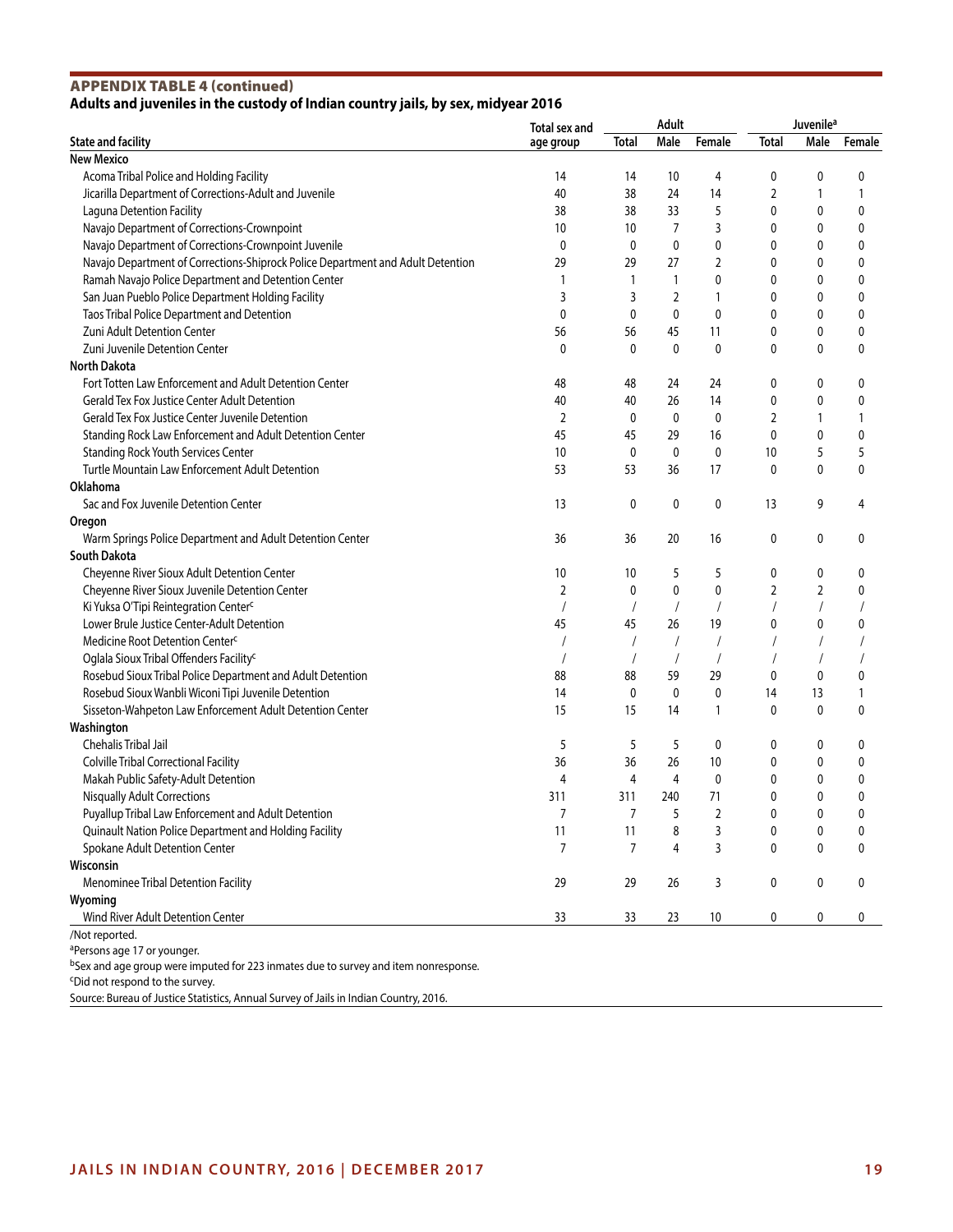**APPENDIX TABLE 4 (continued)**

**Adults and juveniles in the custody of Indian country jails, by sex, midyear 2016**

| State and facility | Total sex and age group | Adult | | | Juvenile[a] | | |
|---|---|---|---|---|---|---|---|
| | | Total | Male | Female | Total | Male | Female |
| **New Mexico** | | | | | | | |
| Acoma Tribal Police and Holding Facility | 14 | 14 | 10 | 4 | 0 | 0 | 0 |
| Jicarilla Department of Corrections-Adult and Juvenile | 40 | 38 | 24 | 14 | 2 | 1 | 1 |
| Laguna Detention Facility | 38 | 38 | 33 | 5 | 0 | 0 | 0 |
| Navajo Department of Corrections-Crownpoint | 10 | 10 | 7 | 3 | 0 | 0 | 0 |
| Navajo Department of Corrections-Crownpoint Juvenile | 0 | 0 | 0 | 0 | 0 | 0 | 0 |
| Navajo Department of Corrections-Shiprock Police Department and Adult Detention | 29 | 29 | 27 | 2 | 0 | 0 | 0 |
| Ramah Navajo Police Department and Detention Center | 1 | 1 | 1 | 0 | 0 | 0 | 0 |
| San Juan Pueblo Police Department Holding Facility | 3 | 3 | 2 | 1 | 0 | 0 | 0 |
| Taos Tribal Police Department and Detention | 0 | 0 | 0 | 0 | 0 | 0 | 0 |
| Zuni Adult Detention Center | 56 | 56 | 45 | 11 | 0 | 0 | 0 |
| Zuni Juvenile Detention Center | 0 | 0 | 0 | 0 | 0 | 0 | 0 |
| **North Dakota** | | | | | | | |
| Fort Totten Law Enforcement and Adult Detention Center | 48 | 48 | 24 | 24 | 0 | 0 | 0 |
| Gerald Tex Fox Justice Center Adult Detention | 40 | 40 | 26 | 14 | 0 | 0 | 0 |
| Gerald Tex Fox Justice Center Juvenile Detention | 2 | 0 | 0 | 0 | 2 | 1 | 1 |
| Standing Rock Law Enforcement and Adult Detention Center | 45 | 45 | 29 | 16 | 0 | 0 | 0 |
| Standing Rock Youth Services Center | 10 | 0 | 0 | 0 | 10 | 5 | 5 |
| Turtle Mountain Law Enforcement Adult Detention | 53 | 53 | 36 | 17 | 0 | 0 | 0 |
| **Oklahoma** | | | | | | | |
| Sac and Fox Juvenile Detention Center | 13 | 0 | 0 | 0 | 13 | 9 | 4 |
| **Oregon** | | | | | | | |
| Warm Springs Police Department and Adult Detention Center | 36 | 36 | 20 | 16 | 0 | 0 | 0 |
| **South Dakota** | | | | | | | |
| Cheyenne River Sioux Adult Detention Center | 10 | 10 | 5 | 5 | 0 | 0 | 0 |
| Cheyenne River Sioux Juvenile Detention Center | 2 | 0 | 0 | 0 | 2 | 2 | 0 |
| Ki Yuksa O'Tipi Reintegration Center[c] | / | / | / | / | / | / | / |
| Lower Brule Justice Center-Adult Detention | 45 | 45 | 26 | 19 | 0 | 0 | 0 |
| Medicine Root Detention Center[c] | / | / | / | / | / | / | / |
| Oglala Sioux Tribal Offenders Facility[c] | / | / | / | / | / | / | / |
| Rosebud Sioux Tribal Police Department and Adult Detention | 88 | 88 | 59 | 29 | 0 | 0 | 0 |
| Rosebud Sioux Wanbli Wiconi Tipi Juvenile Detention | 14 | 0 | 0 | 0 | 14 | 13 | 1 |
| Sisseton-Wahpeton Law Enforcement Adult Detention Center | 15 | 15 | 14 | 1 | 0 | 0 | 0 |
| **Washington** | | | | | | | |
| Chehalis Tribal Jail | 5 | 5 | 5 | 0 | 0 | 0 | 0 |
| Colville Tribal Correctional Facility | 36 | 36 | 26 | 10 | 0 | 0 | 0 |
| Makah Public Safety-Adult Detention | 4 | 4 | 4 | 0 | 0 | 0 | 0 |
| Nisqually Adult Corrections | 311 | 311 | 240 | 71 | 0 | 0 | 0 |
| Puyallup Tribal Law Enforcement and Adult Detention | 7 | 7 | 5 | 2 | 0 | 0 | 0 |
| Quinault Nation Police Department and Holding Facility | 11 | 11 | 8 | 3 | 0 | 0 | 0 |
| Spokane Adult Detention Center | 7 | 7 | 4 | 3 | 0 | 0 | 0 |
| **Wisconsin** | | | | | | | |
| Menominee Tribal Detention Facility | 29 | 29 | 26 | 3 | 0 | 0 | 0 |
| **Wyoming** | | | | | | | |
| Wind River Adult Detention Center | 33 | 33 | 23 | 10 | 0 | 0 | 0 |

/Not reported.

[a]Persons age 17 or younger.

[b]Sex and age group were imputed for 223 inmates due to survey and item nonresponse.

[c]Did not respond to the survey.

Source: Bureau of Justice Statistics, Annual Survey of Jails in Indian Country, 2016.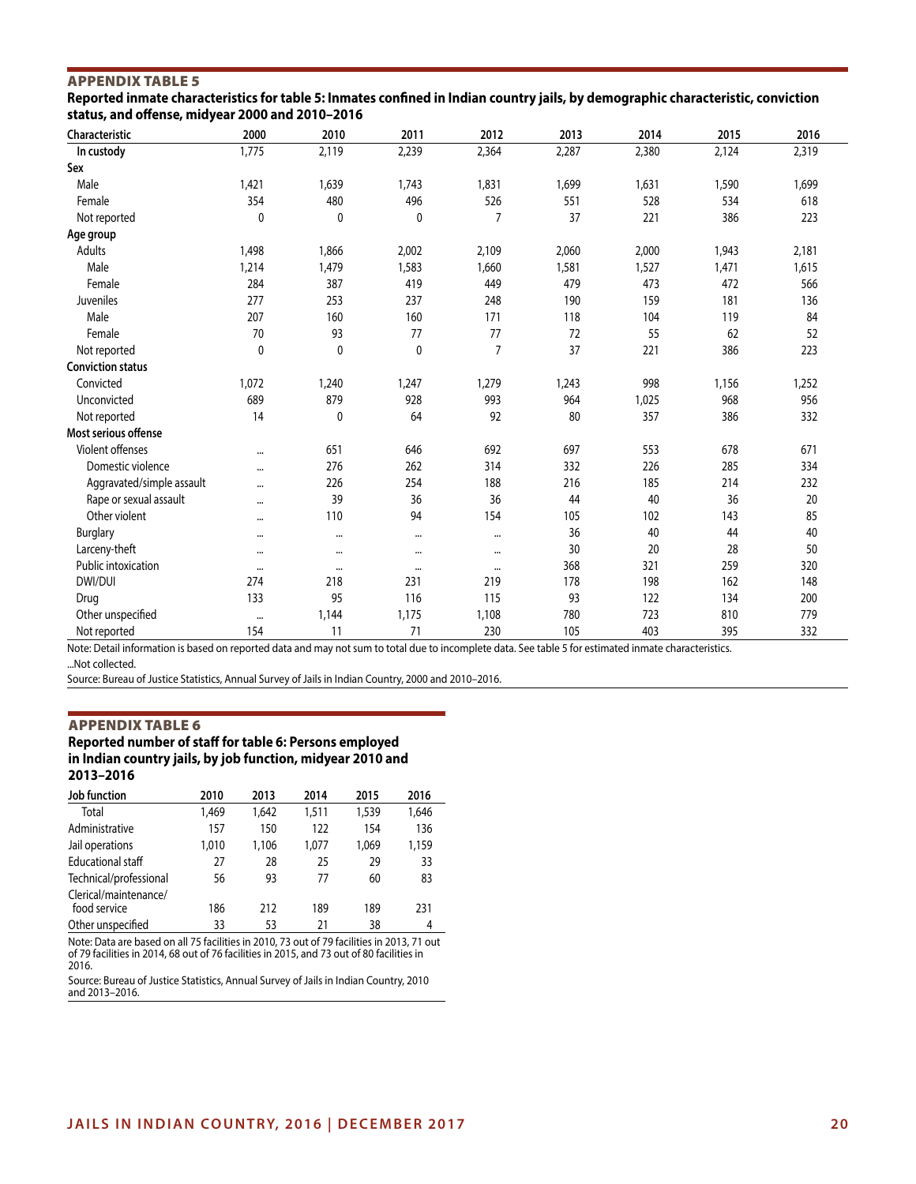## Appendix Table 5

**Reported inmate characteristics for table 5: Inmates confined in Indian country jails, by demographic characteristic, conviction status, and offense, midyear 2000 and 2010–2016**

| Characteristic | 2000 | 2010 | 2011 | 2012 | 2013 | 2014 | 2015 | 2016 |
|---|---|---|---|---|---|---|---|---|
| **In custody** | 1,775 | 2,119 | 2,239 | 2,364 | 2,287 | 2,380 | 2,124 | 2,319 |
| **Sex** | | | | | | | | |
| Male | 1,421 | 1,639 | 1,743 | 1,831 | 1,699 | 1,631 | 1,590 | 1,699 |
| Female | 354 | 480 | 496 | 526 | 551 | 528 | 534 | 618 |
| Not reported | 0 | 0 | 0 | 7 | 37 | 221 | 386 | 223 |
| **Age group** | | | | | | | | |
| Adults | 1,498 | 1,866 | 2,002 | 2,109 | 2,060 | 2,000 | 1,943 | 2,181 |
| Male | 1,214 | 1,479 | 1,583 | 1,660 | 1,581 | 1,527 | 1,471 | 1,615 |
| Female | 284 | 387 | 419 | 449 | 479 | 473 | 472 | 566 |
| Juveniles | 277 | 253 | 237 | 248 | 190 | 159 | 181 | 136 |
| Male | 207 | 160 | 160 | 171 | 118 | 104 | 119 | 84 |
| Female | 70 | 93 | 77 | 77 | 72 | 55 | 62 | 52 |
| Not reported | 0 | 0 | 0 | 7 | 37 | 221 | 386 | 223 |
| **Conviction status** | | | | | | | | |
| Convicted | 1,072 | 1,240 | 1,247 | 1,279 | 1,243 | 998 | 1,156 | 1,252 |
| Unconvicted | 689 | 879 | 928 | 993 | 964 | 1,025 | 968 | 956 |
| Not reported | 14 | 0 | 64 | 92 | 80 | 357 | 386 | 332 |
| **Most serious offense** | | | | | | | | |
| Violent offenses | ... | 651 | 646 | 692 | 697 | 553 | 678 | 671 |
| Domestic violence | ... | 276 | 262 | 314 | 332 | 226 | 285 | 334 |
| Aggravated/simple assault | ... | 226 | 254 | 188 | 216 | 185 | 214 | 232 |
| Rape or sexual assault | ... | 39 | 36 | 36 | 44 | 40 | 36 | 20 |
| Other violent | ... | 110 | 94 | 154 | 105 | 102 | 143 | 85 |
| Burglary | ... | ... | ... | ... | 36 | 40 | 44 | 40 |
| Larceny-theft | ... | ... | ... | ... | 30 | 20 | 28 | 50 |
| Public intoxication | ... | ... | ... | ... | 368 | 321 | 259 | 320 |
| DWI/DUI | 274 | 218 | 231 | 219 | 178 | 198 | 162 | 148 |
| Drug | 133 | 95 | 116 | 115 | 93 | 122 | 134 | 200 |
| Other unspecified | ... | 1,144 | 1,175 | 1,108 | 780 | 723 | 810 | 779 |
| Not reported | 154 | 11 | 71 | 230 | 105 | 403 | 395 | 332 |

Note: Detail information is based on reported data and may not sum to total due to incomplete data. See table 5 for estimated inmate characteristics.

...Not collected.

Source: Bureau of Justice Statistics, Annual Survey of Jails in Indian Country, 2000 and 2010–2016.

## Appendix Table 6

**Reported number of staff for table 6: Persons employed in Indian country jails, by job function, midyear 2010 and 2013–2016**

| Job function | 2010 | 2013 | 2014 | 2015 | 2016 |
|---|---|---|---|---|---|
| Total | 1,469 | 1,642 | 1,511 | 1,539 | 1,646 |
| Administrative | 157 | 150 | 122 | 154 | 136 |
| Jail operations | 1,010 | 1,106 | 1,077 | 1,069 | 1,159 |
| Educational staff | 27 | 28 | 25 | 29 | 33 |
| Technical/professional | 56 | 93 | 77 | 60 | 83 |
| Clerical/maintenance/ food service | 186 | 212 | 189 | 189 | 231 |
| Other unspecified | 33 | 53 | 21 | 38 | 4 |

Note: Data are based on all 75 facilities in 2010, 73 out of 79 facilities in 2013, 71 out of 79 facilities in 2014, 68 out of 76 facilities in 2015, and 73 out of 80 facilities in 2016.

Source: Bureau of Justice Statistics, Annual Survey of Jails in Indian Country, 2010 and 2013–2016.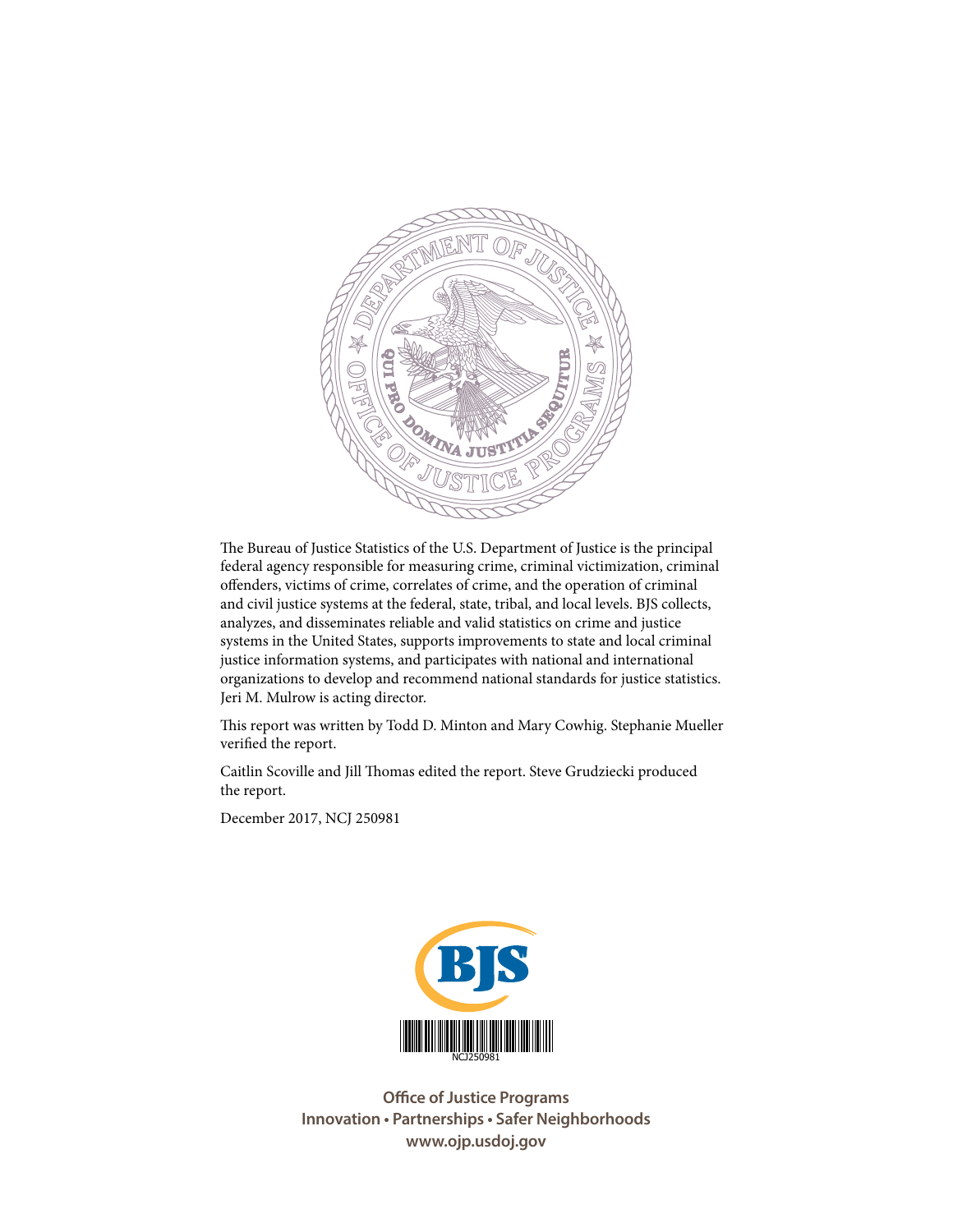The Bureau of Justice Statistics of the U.S. Department of Justice is the principal federal agency responsible for measuring crime, criminal victimization, criminal offenders, victims of crime, correlates of crime, and the operation of criminal and civil justice systems at the federal, state, tribal, and local levels. BJS collects, analyzes, and disseminates reliable and valid statistics on crime and justice systems in the United States, supports improvements to state and local criminal justice information systems, and participates with national and international organizations to develop and recommend national standards for justice statistics. Jeri M. Mulrow is acting director.

This report was written by Todd D. Minton and Mary Cowhig. Stephanie Mueller verified the report.

Caitlin Scoville and Jill Thomas edited the report. Steve Grudziecki produced the report.

December 2017, NCJ 250981

NCJ250981

**Office of Justice Programs**
**Innovation • Partnerships • Safer Neighborhoods**
**www.ojp.usdoj.gov**